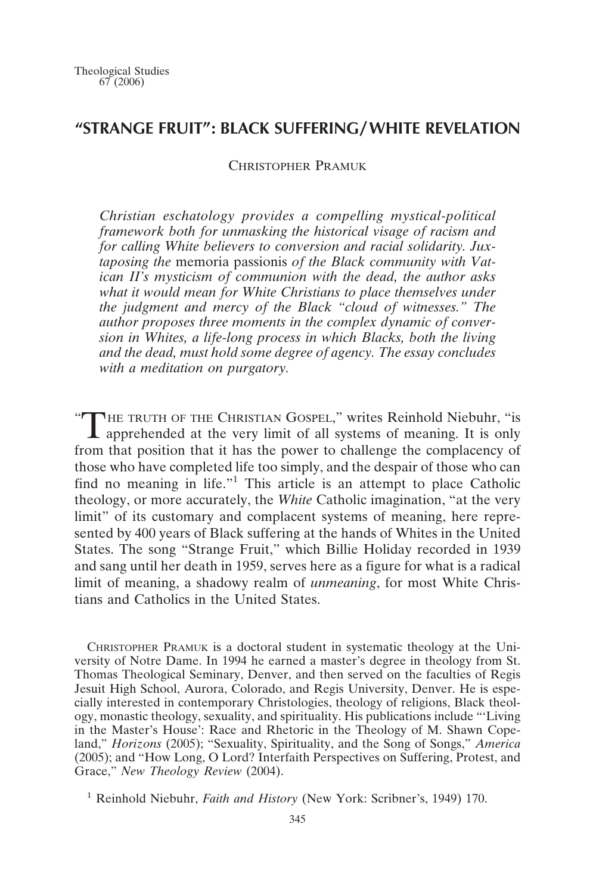# "STRANGE FRUIT": BLACK SUFFERING/WHITE REVELATION

CHRISTOPHER PRAMUK

*Christian eschatology provides a compelling mystical-political framework both for unmasking the historical visage of racism and for calling White believers to conversion and racial solidarity. Juxtaposing the* memoria passionis *of the Black community with Vatican II's mysticism of communion with the dead, the author asks what it would mean for White Christians to place themselves under the judgment and mercy of the Black "cloud of witnesses." The author proposes three moments in the complex dynamic of conversion in Whites, a life-long process in which Blacks, both the living and the dead, must hold some degree of agency. The essay concludes with a meditation on purgatory.*

"THE TRUTH OF THE CHRISTIAN GOSPEL," writes Reinhold Niebuhr, "is apprehended at the very limit of all systems of meaning. It is only from that position that it has the power to challenge the complacency of those who have completed life too simply, and the despair of those who can find no meaning in life."[1] This article is an attempt to place Catholic theology, or more accurately, the *White* Catholic imagination, "at the very limit" of its customary and complacent systems of meaning, here represented by 400 years of Black suffering at the hands of Whites in the United States. The song "Strange Fruit," which Billie Holiday recorded in 1939 and sang until her death in 1959, serves here as a figure for what is a radical limit of meaning, a shadowy realm of *unmeaning*, for most White Christians and Catholics in the United States.

CHRISTOPHER PRAMUK is a doctoral student in systematic theology at the University of Notre Dame. In 1994 he earned a master's degree in theology from St. Thomas Theological Seminary, Denver, and then served on the faculties of Regis Jesuit High School, Aurora, Colorado, and Regis University, Denver. He is especially interested in contemporary Christologies, theology of religions, Black theology, monastic theology, sexuality, and spirituality. His publications include "'Living in the Master's House': Race and Rhetoric in the Theology of M. Shawn Copeland," *Horizons* (2005); "Sexuality, Spirituality, and the Song of Songs," *America* (2005); and "How Long, O Lord? Interfaith Perspectives on Suffering, Protest, and Grace," *New Theology Review* (2004).

[1] Reinhold Niebuhr, *Faith and History* (New York: Scribner's, 1949) 170.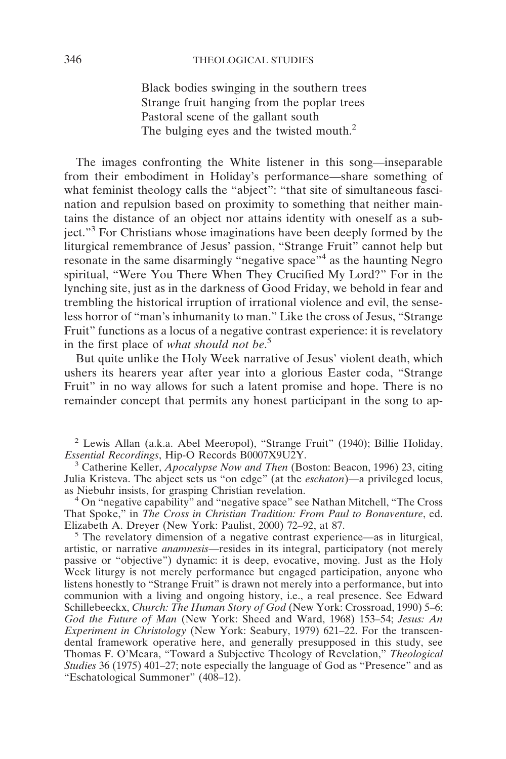> Black bodies swinging in the southern trees
> Strange fruit hanging from the poplar trees
> Pastoral scene of the gallant south
> The bulging eyes and the twisted mouth.[2]

The images confronting the White listener in this song—inseparable from their embodiment in Holiday's performance—share something of what feminist theology calls the "abject": "that site of simultaneous fascination and repulsion based on proximity to something that neither maintains the distance of an object nor attains identity with oneself as a subject."[3] For Christians whose imaginations have been deeply formed by the liturgical remembrance of Jesus' passion, "Strange Fruit" cannot help but resonate in the same disarmingly "negative space"[4] as the haunting Negro spiritual, "Were You There When They Crucified My Lord?" For in the lynching site, just as in the darkness of Good Friday, we behold in fear and trembling the historical irruption of irrational violence and evil, the senseless horror of "man's inhumanity to man." Like the cross of Jesus, "Strange Fruit" functions as a locus of a negative contrast experience: it is revelatory in the first place of *what should not be*.[5]

But quite unlike the Holy Week narrative of Jesus' violent death, which ushers its hearers year after year into a glorious Easter coda, "Strange Fruit" in no way allows for such a latent promise and hope. There is no remainder concept that permits any honest participant in the song to ap-

[2] Lewis Allan (a.k.a. Abel Meeropol), "Strange Fruit" (1940); Billie Holiday, *Essential Recordings*, Hip-O Records B0007X9U2Y.

[3] Catherine Keller, *Apocalypse Now and Then* (Boston: Beacon, 1996) 23, citing Julia Kristeva. The abject sets us "on edge" (at the *eschaton*)—a privileged locus, as Niebuhr insists, for grasping Christian revelation.

[4] On "negative capability" and "negative space" see Nathan Mitchell, "The Cross That Spoke," in *The Cross in Christian Tradition: From Paul to Bonaventure*, ed. Elizabeth A. Dreyer (New York: Paulist, 2000) 72–92, at 87.

[5] The revelatory dimension of a negative contrast experience—as in liturgical, artistic, or narrative *anamnesis*—resides in its integral, participatory (not merely passive or "objective") dynamic: it is deep, evocative, moving. Just as the Holy Week liturgy is not merely performance but engaged participation, anyone who listens honestly to "Strange Fruit" is drawn not merely into a performance, but into communion with a living and ongoing history, i.e., a real presence. See Edward Schillebeeckx, *Church: The Human Story of God* (New York: Crossroad, 1990) 5–6; *God the Future of Man* (New York: Sheed and Ward, 1968) 153–54; *Jesus: An Experiment in Christology* (New York: Seabury, 1979) 621–22. For the transcendental framework operative here, and generally presupposed in this study, see Thomas F. O'Meara, "Toward a Subjective Theology of Revelation," *Theological Studies* 36 (1975) 401–27; note especially the language of God as "Presence" and as "Eschatological Summoner" (408–12).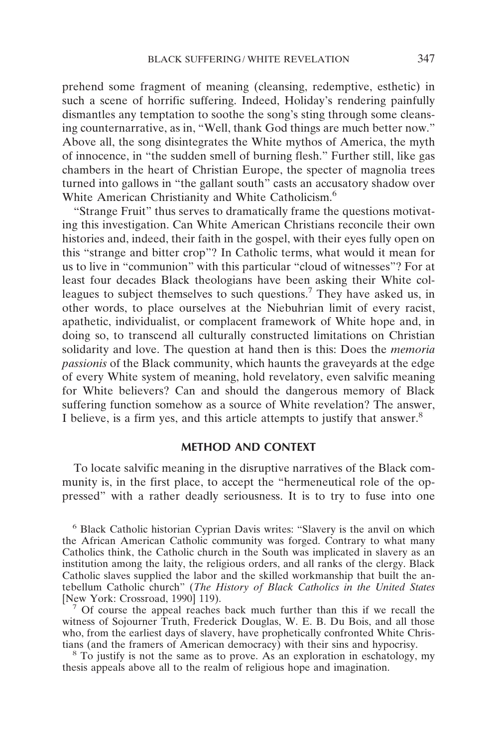prehend some fragment of meaning (cleansing, redemptive, esthetic) in such a scene of horrific suffering. Indeed, Holiday's rendering painfully dismantles any temptation to soothe the song's sting through some cleansing counternarrative, as in, "Well, thank God things are much better now." Above all, the song disintegrates the White mythos of America, the myth of innocence, in "the sudden smell of burning flesh." Further still, like gas chambers in the heart of Christian Europe, the specter of magnolia trees turned into gallows in "the gallant south" casts an accusatory shadow over White American Christianity and White Catholicism.[6]

"Strange Fruit" thus serves to dramatically frame the questions motivating this investigation. Can White American Christians reconcile their own histories and, indeed, their faith in the gospel, with their eyes fully open on this "strange and bitter crop"? In Catholic terms, what would it mean for us to live in "communion" with this particular "cloud of witnesses"? For at least four decades Black theologians have been asking their White colleagues to subject themselves to such questions.[7] They have asked us, in other words, to place ourselves at the Niebuhrian limit of every racist, apathetic, individualist, or complacent framework of White hope and, in doing so, to transcend all culturally constructed limitations on Christian solidarity and love. The question at hand then is this: Does the *memoria passionis* of the Black community, which haunts the graveyards at the edge of every White system of meaning, hold revelatory, even salvific meaning for White believers? Can and should the dangerous memory of Black suffering function somehow as a source of White revelation? The answer, I believe, is a firm yes, and this article attempts to justify that answer.[8]

## METHOD AND CONTEXT

To locate salvific meaning in the disruptive narratives of the Black community is, in the first place, to accept the "hermeneutical role of the oppressed" with a rather deadly seriousness. It is to try to fuse into one

[6] Black Catholic historian Cyprian Davis writes: "Slavery is the anvil on which the African American Catholic community was forged. Contrary to what many Catholics think, the Catholic church in the South was implicated in slavery as an institution among the laity, the religious orders, and all ranks of the clergy. Black Catholic slaves supplied the labor and the skilled workmanship that built the antebellum Catholic church" (*The History of Black Catholics in the United States* [New York: Crossroad, 1990] 119).

[7] Of course the appeal reaches back much further than this if we recall the witness of Sojourner Truth, Frederick Douglas, W. E. B. Du Bois, and all those who, from the earliest days of slavery, have prophetically confronted White Christians (and the framers of American democracy) with their sins and hypocrisy.

[8] To justify is not the same as to prove. As an exploration in eschatology, my thesis appeals above all to the realm of religious hope and imagination.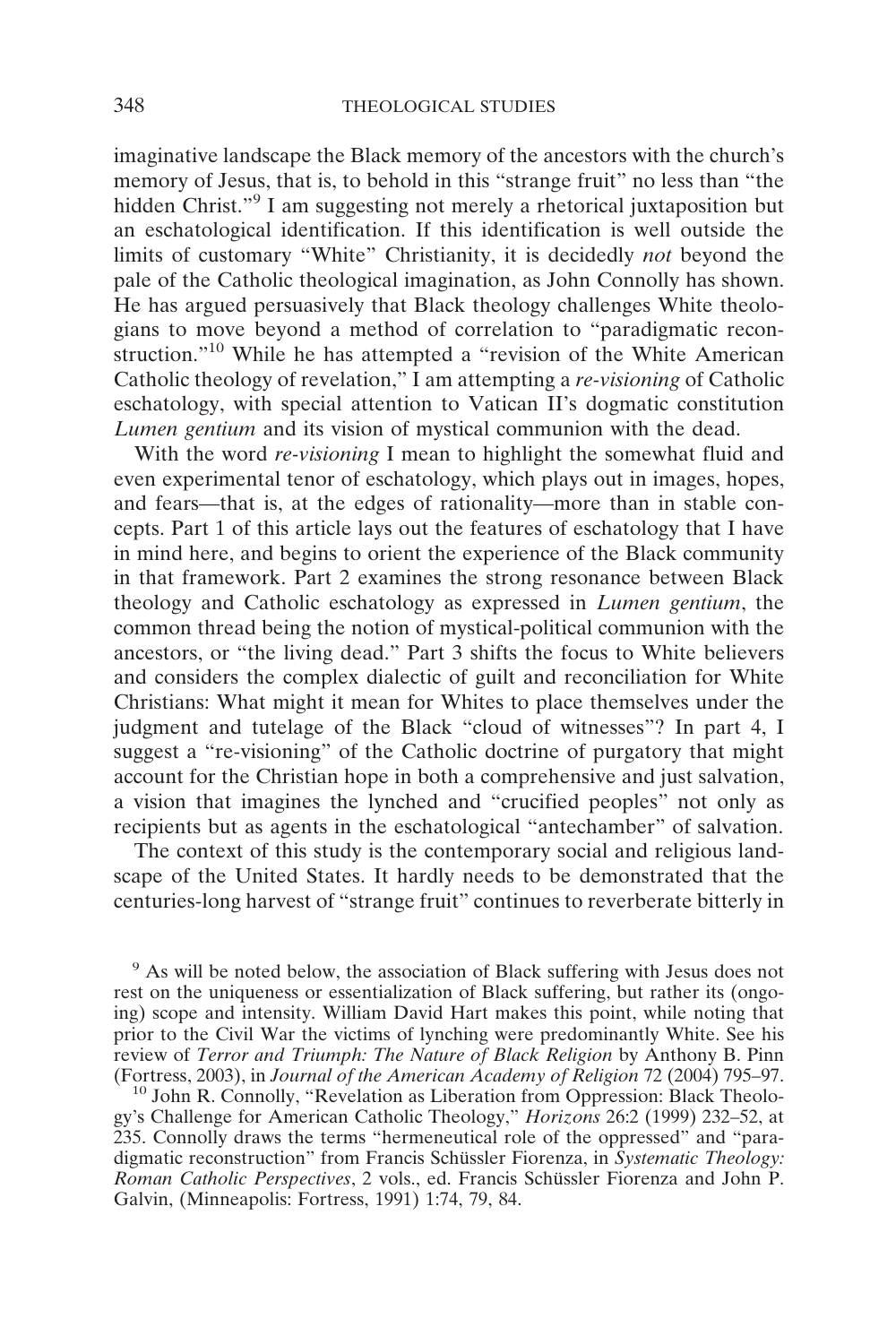imaginative landscape the Black memory of the ancestors with the church's memory of Jesus, that is, to behold in this "strange fruit" no less than "the hidden Christ."[9] I am suggesting not merely a rhetorical juxtaposition but an eschatological identification. If this identification is well outside the limits of customary "White" Christianity, it is decidedly *not* beyond the pale of the Catholic theological imagination, as John Connolly has shown. He has argued persuasively that Black theology challenges White theologians to move beyond a method of correlation to "paradigmatic reconstruction."[10] While he has attempted a "revision of the White American Catholic theology of revelation," I am attempting a *re-visioning* of Catholic eschatology, with special attention to Vatican II's dogmatic constitution *Lumen gentium* and its vision of mystical communion with the dead.

With the word *re-visioning* I mean to highlight the somewhat fluid and even experimental tenor of eschatology, which plays out in images, hopes, and fears—that is, at the edges of rationality—more than in stable concepts. Part 1 of this article lays out the features of eschatology that I have in mind here, and begins to orient the experience of the Black community in that framework. Part 2 examines the strong resonance between Black theology and Catholic eschatology as expressed in *Lumen gentium*, the common thread being the notion of mystical-political communion with the ancestors, or "the living dead." Part 3 shifts the focus to White believers and considers the complex dialectic of guilt and reconciliation for White Christians: What might it mean for Whites to place themselves under the judgment and tutelage of the Black "cloud of witnesses"? In part 4, I suggest a "re-visioning" of the Catholic doctrine of purgatory that might account for the Christian hope in both a comprehensive and just salvation, a vision that imagines the lynched and "crucified peoples" not only as recipients but as agents in the eschatological "antechamber" of salvation.

The context of this study is the contemporary social and religious landscape of the United States. It hardly needs to be demonstrated that the centuries-long harvest of "strange fruit" continues to reverberate bitterly in

[9] As will be noted below, the association of Black suffering with Jesus does not rest on the uniqueness or essentialization of Black suffering, but rather its (ongoing) scope and intensity. William David Hart makes this point, while noting that prior to the Civil War the victims of lynching were predominantly White. See his review of *Terror and Triumph: The Nature of Black Religion* by Anthony B. Pinn (Fortress, 2003), in *Journal of the American Academy of Religion* 72 (2004) 795–97.

[10] John R. Connolly, "Revelation as Liberation from Oppression: Black Theology's Challenge for American Catholic Theology," *Horizons* 26:2 (1999) 232–52, at 235. Connolly draws the terms "hermeneutical role of the oppressed" and "paradigmatic reconstruction" from Francis Schüssler Fiorenza, in *Systematic Theology: Roman Catholic Perspectives*, 2 vols., ed. Francis Schüssler Fiorenza and John P. Galvin, (Minneapolis: Fortress, 1991) 1:74, 79, 84.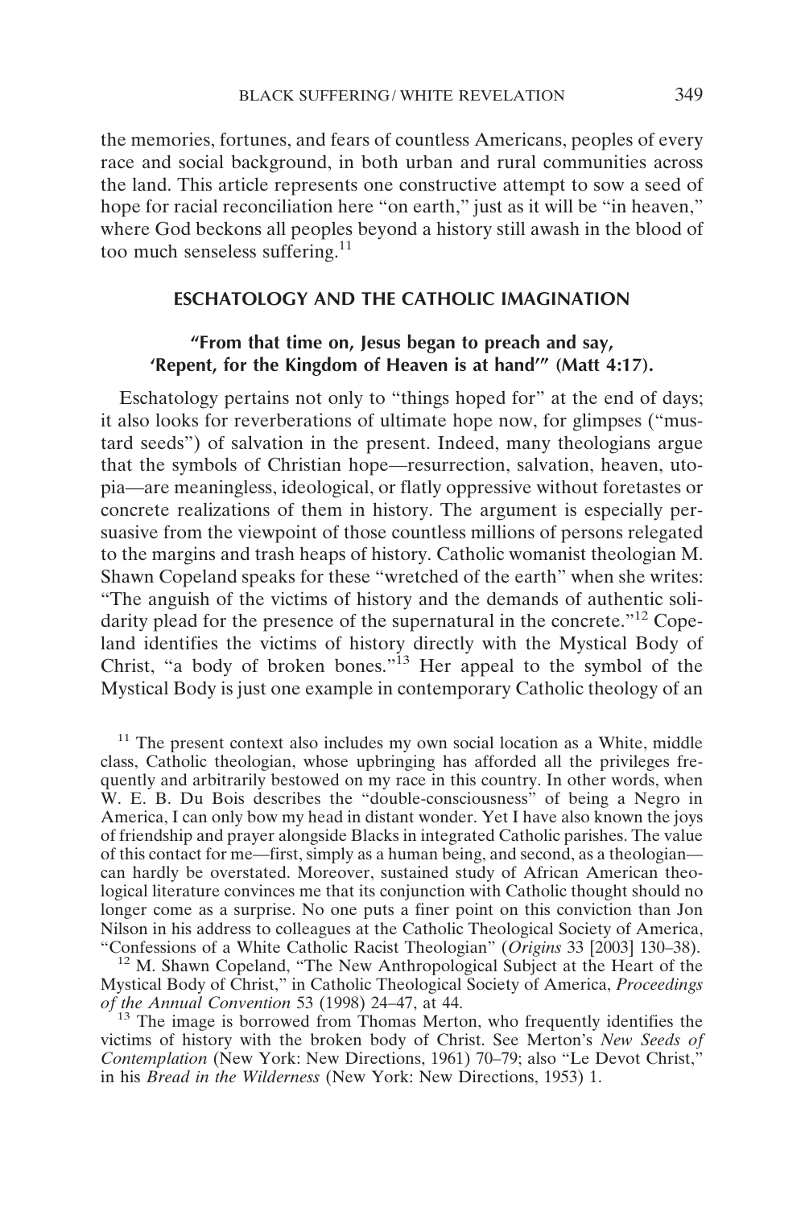the memories, fortunes, and fears of countless Americans, peoples of every race and social background, in both urban and rural communities across the land. This article represents one constructive attempt to sow a seed of hope for racial reconciliation here "on earth," just as it will be "in heaven," where God beckons all peoples beyond a history still awash in the blood of too much senseless suffering.[11]

## ESCHATOLOGY AND THE CATHOLIC IMAGINATION

### "From that time on, Jesus began to preach and say, 'Repent, for the Kingdom of Heaven is at hand'" (Matt 4:17).

Eschatology pertains not only to "things hoped for" at the end of days; it also looks for reverberations of ultimate hope now, for glimpses ("mustard seeds") of salvation in the present. Indeed, many theologians argue that the symbols of Christian hope—resurrection, salvation, heaven, utopia—are meaningless, ideological, or flatly oppressive without foretastes or concrete realizations of them in history. The argument is especially persuasive from the viewpoint of those countless millions of persons relegated to the margins and trash heaps of history. Catholic womanist theologian M. Shawn Copeland speaks for these "wretched of the earth" when she writes: "The anguish of the victims of history and the demands of authentic solidarity plead for the presence of the supernatural in the concrete."[12] Copeland identifies the victims of history directly with the Mystical Body of Christ, "a body of broken bones."[13] Her appeal to the symbol of the Mystical Body is just one example in contemporary Catholic theology of an

[11] The present context also includes my own social location as a White, middle class, Catholic theologian, whose upbringing has afforded all the privileges frequently and arbitrarily bestowed on my race in this country. In other words, when W. E. B. Du Bois describes the "double-consciousness" of being a Negro in America, I can only bow my head in distant wonder. Yet I have also known the joys of friendship and prayer alongside Blacks in integrated Catholic parishes. The value of this contact for me—first, simply as a human being, and second, as a theologian—can hardly be overstated. Moreover, sustained study of African American theological literature convinces me that its conjunction with Catholic thought should no longer come as a surprise. No one puts a finer point on this conviction than Jon Nilson in his address to colleagues at the Catholic Theological Society of America, "Confessions of a White Catholic Racist Theologian" (*Origins* 33 [2003] 130–38).

[12] M. Shawn Copeland, "The New Anthropological Subject at the Heart of the Mystical Body of Christ," in Catholic Theological Society of America, *Proceedings of the Annual Convention* 53 (1998) 24–47, at 44.

[13] The image is borrowed from Thomas Merton, who frequently identifies the victims of history with the broken body of Christ. See Merton's *New Seeds of Contemplation* (New York: New Directions, 1961) 70–79; also "Le Devot Christ," in his *Bread in the Wilderness* (New York: New Directions, 1953) 1.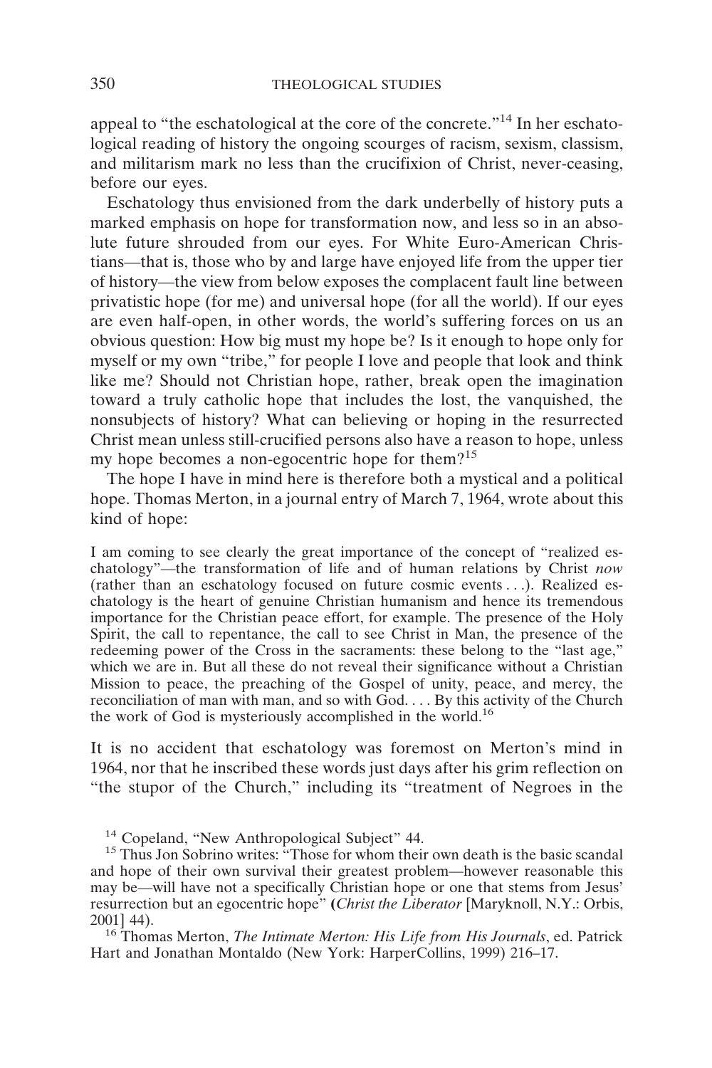appeal to "the eschatological at the core of the concrete."[14] In her eschatological reading of history the ongoing scourges of racism, sexism, classism, and militarism mark no less than the crucifixion of Christ, never-ceasing, before our eyes.

Eschatology thus envisioned from the dark underbelly of history puts a marked emphasis on hope for transformation now, and less so in an absolute future shrouded from our eyes. For White Euro-American Christians—that is, those who by and large have enjoyed life from the upper tier of history—the view from below exposes the complacent fault line between privatistic hope (for me) and universal hope (for all the world). If our eyes are even half-open, in other words, the world's suffering forces on us an obvious question: How big must my hope be? Is it enough to hope only for myself or my own "tribe," for people I love and people that look and think like me? Should not Christian hope, rather, break open the imagination toward a truly catholic hope that includes the lost, the vanquished, the nonsubjects of history? What can believing or hoping in the resurrected Christ mean unless still-crucified persons also have a reason to hope, unless my hope becomes a non-egocentric hope for them?[15]

The hope I have in mind here is therefore both a mystical and a political hope. Thomas Merton, in a journal entry of March 7, 1964, wrote about this kind of hope:

> I am coming to see clearly the great importance of the concept of "realized eschatology"—the transformation of life and of human relations by Christ *now* (rather than an eschatology focused on future cosmic events . . .). Realized eschatology is the heart of genuine Christian humanism and hence its tremendous importance for the Christian peace effort, for example. The presence of the Holy Spirit, the call to repentance, the call to see Christ in Man, the presence of the redeeming power of the Cross in the sacraments: these belong to the "last age," which we are in. But all these do not reveal their significance without a Christian Mission to peace, the preaching of the Gospel of unity, peace, and mercy, the reconciliation of man with man, and so with God. . . . By this activity of the Church the work of God is mysteriously accomplished in the world.[16]

It is no accident that eschatology was foremost on Merton's mind in 1964, nor that he inscribed these words just days after his grim reflection on "the stupor of the Church," including its "treatment of Negroes in the

---

[14] Copeland, "New Anthropological Subject" 44.

[15] Thus Jon Sobrino writes: "Those for whom their own death is the basic scandal and hope of their own survival their greatest problem—however reasonable this may be—will have not a specifically Christian hope or one that stems from Jesus' resurrection but an egocentric hope" (*Christ the Liberator* [Maryknoll, N.Y.: Orbis, 2001] 44).

[16] Thomas Merton, *The Intimate Merton: His Life from His Journals*, ed. Patrick Hart and Jonathan Montaldo (New York: HarperCollins, 1999) 216–17.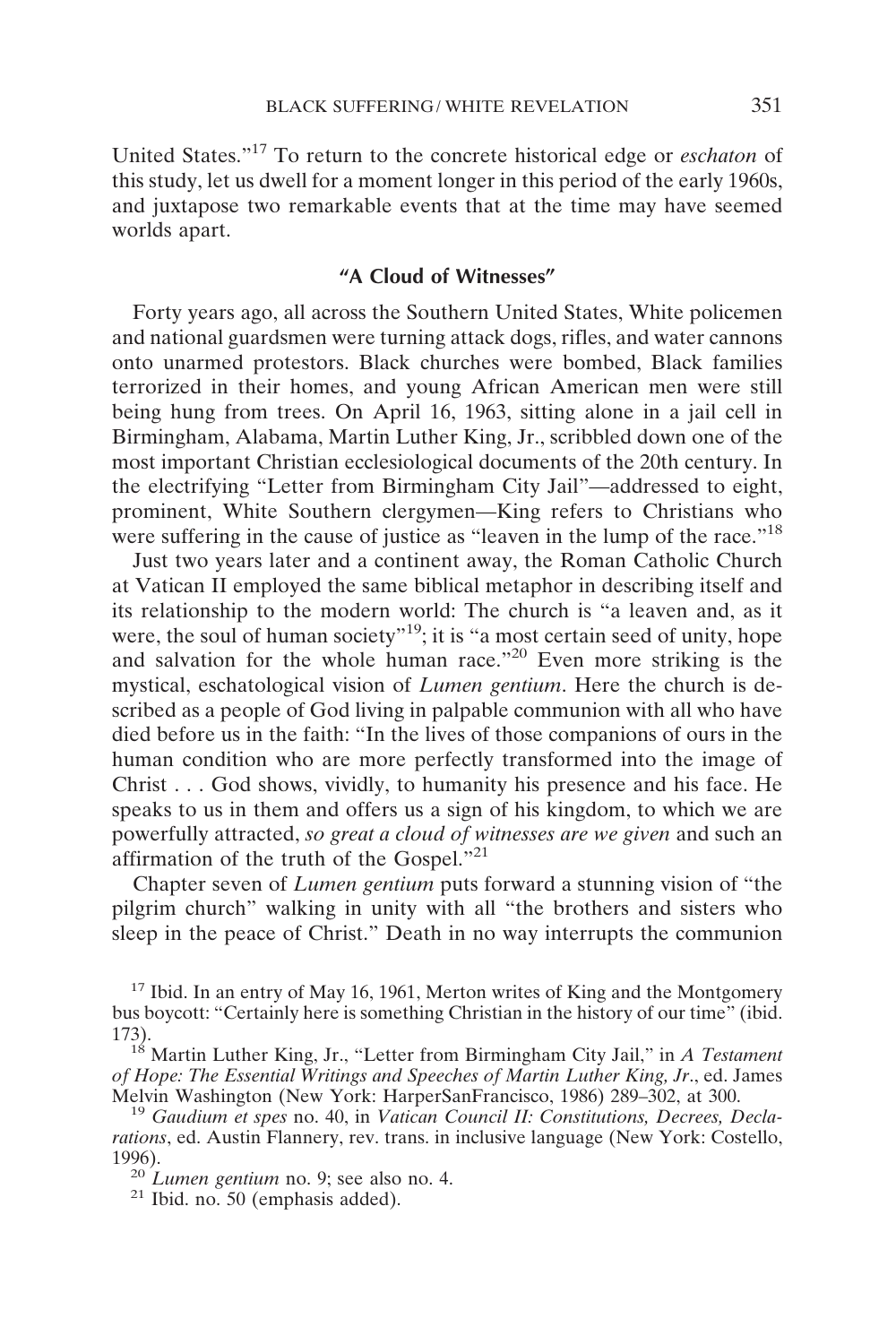United States."[17] To return to the concrete historical edge or *eschaton* of this study, let us dwell for a moment longer in this period of the early 1960s, and juxtapose two remarkable events that at the time may have seemed worlds apart.

## "A Cloud of Witnesses"

Forty years ago, all across the Southern United States, White policemen and national guardsmen were turning attack dogs, rifles, and water cannons onto unarmed protestors. Black churches were bombed, Black families terrorized in their homes, and young African American men were still being hung from trees. On April 16, 1963, sitting alone in a jail cell in Birmingham, Alabama, Martin Luther King, Jr., scribbled down one of the most important Christian ecclesiological documents of the 20th century. In the electrifying "Letter from Birmingham City Jail"—addressed to eight, prominent, White Southern clergymen—King refers to Christians who were suffering in the cause of justice as "leaven in the lump of the race."[18]

Just two years later and a continent away, the Roman Catholic Church at Vatican II employed the same biblical metaphor in describing itself and its relationship to the modern world: The church is "a leaven and, as it were, the soul of human society"[19]; it is "a most certain seed of unity, hope and salvation for the whole human race."[20] Even more striking is the mystical, eschatological vision of *Lumen gentium*. Here the church is described as a people of God living in palpable communion with all who have died before us in the faith: "In the lives of those companions of ours in the human condition who are more perfectly transformed into the image of Christ . . . God shows, vividly, to humanity his presence and his face. He speaks to us in them and offers us a sign of his kingdom, to which we are powerfully attracted, *so great a cloud of witnesses are we given* and such an affirmation of the truth of the Gospel."[21]

Chapter seven of *Lumen gentium* puts forward a stunning vision of "the pilgrim church" walking in unity with all "the brothers and sisters who sleep in the peace of Christ." Death in no way interrupts the communion

[17] Ibid. In an entry of May 16, 1961, Merton writes of King and the Montgomery bus boycott: "Certainly here is something Christian in the history of our time" (ibid. 173).

[18] Martin Luther King, Jr., "Letter from Birmingham City Jail," in *A Testament of Hope: The Essential Writings and Speeches of Martin Luther King, Jr*., ed. James Melvin Washington (New York: HarperSanFrancisco, 1986) 289–302, at 300.

[19] *Gaudium et spes* no. 40, in *Vatican Council II: Constitutions, Decrees, Declarations*, ed. Austin Flannery, rev. trans. in inclusive language (New York: Costello, 1996).

[20] *Lumen gentium* no. 9; see also no. 4.

[21] Ibid. no. 50 (emphasis added).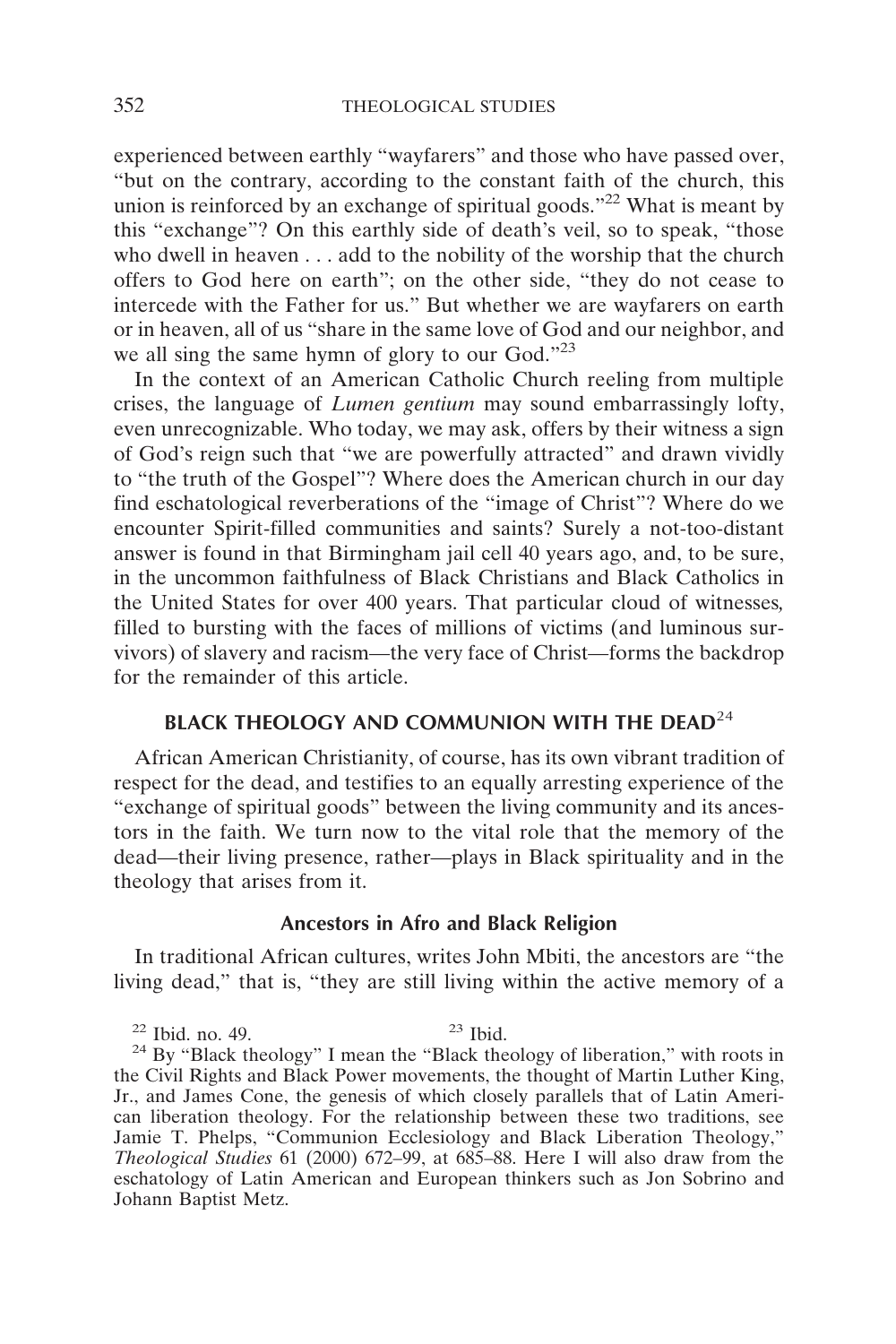experienced between earthly "wayfarers" and those who have passed over, "but on the contrary, according to the constant faith of the church, this union is reinforced by an exchange of spiritual goods."[22] What is meant by this "exchange"? On this earthly side of death's veil, so to speak, "those who dwell in heaven . . . add to the nobility of the worship that the church offers to God here on earth"; on the other side, "they do not cease to intercede with the Father for us." But whether we are wayfarers on earth or in heaven, all of us "share in the same love of God and our neighbor, and we all sing the same hymn of glory to our God."[23]

In the context of an American Catholic Church reeling from multiple crises, the language of *Lumen gentium* may sound embarrassingly lofty, even unrecognizable. Who today, we may ask, offers by their witness a sign of God's reign such that "we are powerfully attracted" and drawn vividly to "the truth of the Gospel"? Where does the American church in our day find eschatological reverberations of the "image of Christ"? Where do we encounter Spirit-filled communities and saints? Surely a not-too-distant answer is found in that Birmingham jail cell 40 years ago, and, to be sure, in the uncommon faithfulness of Black Christians and Black Catholics in the United States for over 400 years. That particular cloud of witnesses, filled to bursting with the faces of millions of victims (and luminous survivors) of slavery and racism—the very face of Christ—forms the backdrop for the remainder of this article.

## BLACK THEOLOGY AND COMMUNION WITH THE DEAD[24]

African American Christianity, of course, has its own vibrant tradition of respect for the dead, and testifies to an equally arresting experience of the "exchange of spiritual goods" between the living community and its ancestors in the faith. We turn now to the vital role that the memory of the dead—their living presence, rather—plays in Black spirituality and in the theology that arises from it.

### Ancestors in Afro and Black Religion

In traditional African cultures, writes John Mbiti, the ancestors are "the living dead," that is, "they are still living within the active memory of a

[22] Ibid. no. 49. [23] Ibid.

[24] By "Black theology" I mean the "Black theology of liberation," with roots in the Civil Rights and Black Power movements, the thought of Martin Luther King, Jr., and James Cone, the genesis of which closely parallels that of Latin American liberation theology. For the relationship between these two traditions, see Jamie T. Phelps, "Communion Ecclesiology and Black Liberation Theology," *Theological Studies* 61 (2000) 672–99, at 685–88. Here I will also draw from the eschatology of Latin American and European thinkers such as Jon Sobrino and Johann Baptist Metz.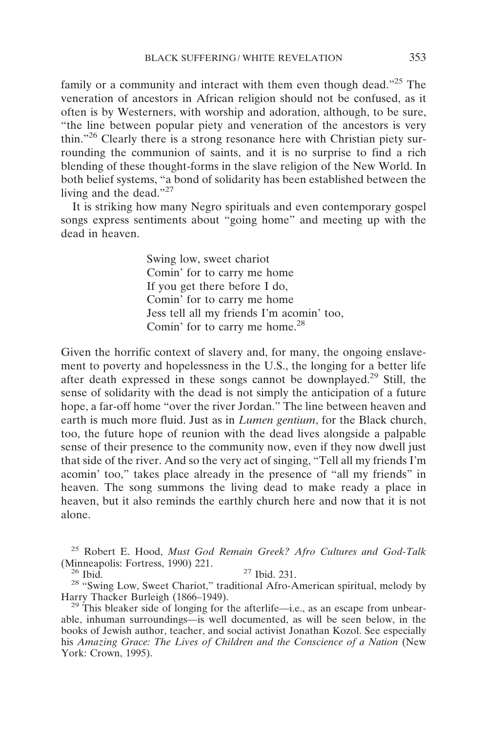family or a community and interact with them even though dead."[25] The veneration of ancestors in African religion should not be confused, as it often is by Westerners, with worship and adoration, although, to be sure, "the line between popular piety and veneration of the ancestors is very thin."[26] Clearly there is a strong resonance here with Christian piety surrounding the communion of saints, and it is no surprise to find a rich blending of these thought-forms in the slave religion of the New World. In both belief systems, "a bond of solidarity has been established between the living and the dead."[27]

It is striking how many Negro spirituals and even contemporary gospel songs express sentiments about "going home" and meeting up with the dead in heaven.

> Swing low, sweet chariot
> Comin' for to carry me home
> If you get there before I do,
> Comin' for to carry me home
> Jess tell all my friends I'm acomin' too,
> Comin' for to carry me home.[28]

Given the horrific context of slavery and, for many, the ongoing enslavement to poverty and hopelessness in the U.S., the longing for a better life after death expressed in these songs cannot be downplayed.[29] Still, the sense of solidarity with the dead is not simply the anticipation of a future hope, a far-off home "over the river Jordan." The line between heaven and earth is much more fluid. Just as in *Lumen gentium*, for the Black church, too, the future hope of reunion with the dead lives alongside a palpable sense of their presence to the community now, even if they now dwell just that side of the river. And so the very act of singing, "Tell all my friends I'm acomin' too," takes place already in the presence of "all my friends" in heaven. The song summons the living dead to make ready a place in heaven, but it also reminds the earthly church here and now that it is not alone.

[25] Robert E. Hood, *Must God Remain Greek? Afro Cultures and God-Talk* (Minneapolis: Fortress, 1990) 221.

[26] Ibid.

[27] Ibid. 231.

[28] "Swing Low, Sweet Chariot," traditional Afro-American spiritual, melody by Harry Thacker Burleigh (1866–1949).

[29] This bleaker side of longing for the afterlife—i.e., as an escape from unbearable, inhuman surroundings—is well documented, as will be seen below, in the books of Jewish author, teacher, and social activist Jonathan Kozol. See especially his *Amazing Grace: The Lives of Children and the Conscience of a Nation* (New York: Crown, 1995).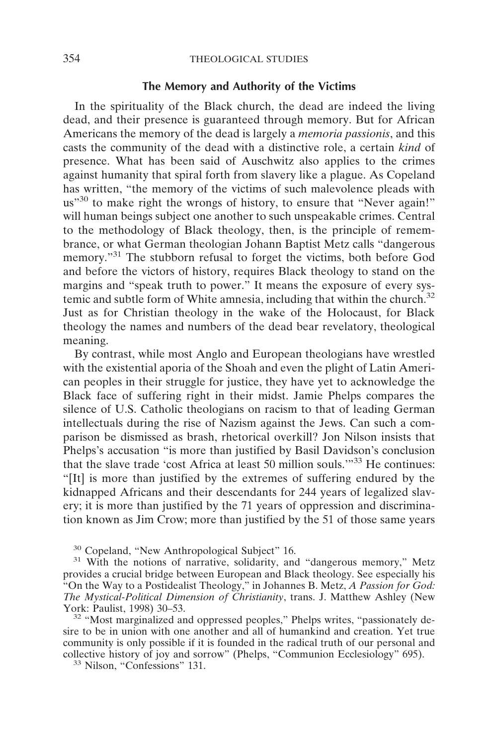## The Memory and Authority of the Victims

In the spirituality of the Black church, the dead are indeed the living dead, and their presence is guaranteed through memory. But for African Americans the memory of the dead is largely a *memoria passionis*, and this casts the community of the dead with a distinctive role, a certain *kind* of presence. What has been said of Auschwitz also applies to the crimes against humanity that spiral forth from slavery like a plague. As Copeland has written, "the memory of the victims of such malevolence pleads with us"[30] to make right the wrongs of history, to ensure that "Never again!" will human beings subject one another to such unspeakable crimes. Central to the methodology of Black theology, then, is the principle of remembrance, or what German theologian Johann Baptist Metz calls "dangerous memory."[31] The stubborn refusal to forget the victims, both before God and before the victors of history, requires Black theology to stand on the margins and "speak truth to power." It means the exposure of every systemic and subtle form of White amnesia, including that within the church.[32] Just as for Christian theology in the wake of the Holocaust, for Black theology the names and numbers of the dead bear revelatory, theological meaning.

By contrast, while most Anglo and European theologians have wrestled with the existential aporia of the Shoah and even the plight of Latin American peoples in their struggle for justice, they have yet to acknowledge the Black face of suffering right in their midst. Jamie Phelps compares the silence of U.S. Catholic theologians on racism to that of leading German intellectuals during the rise of Nazism against the Jews. Can such a comparison be dismissed as brash, rhetorical overkill? Jon Nilson insists that Phelps's accusation "is more than justified by Basil Davidson's conclusion that the slave trade 'cost Africa at least 50 million souls.'"[33] He continues: "[It] is more than justified by the extremes of suffering endured by the kidnapped Africans and their descendants for 244 years of legalized slavery; it is more than justified by the 71 years of oppression and discrimination known as Jim Crow; more than justified by the 51 of those same years

---

[30] Copeland, "New Anthropological Subject" 16.

[31] With the notions of narrative, solidarity, and "dangerous memory," Metz provides a crucial bridge between European and Black theology. See especially his "On the Way to a Postidealist Theology," in Johannes B. Metz, *A Passion for God: The Mystical-Political Dimension of Christianity*, trans. J. Matthew Ashley (New York: Paulist, 1998) 30–53.

[32] "Most marginalized and oppressed peoples," Phelps writes, "passionately desire to be in union with one another and all of humankind and creation. Yet true community is only possible if it is founded in the radical truth of our personal and collective history of joy and sorrow" (Phelps, "Communion Ecclesiology" 695).

[33] Nilson, "Confessions" 131.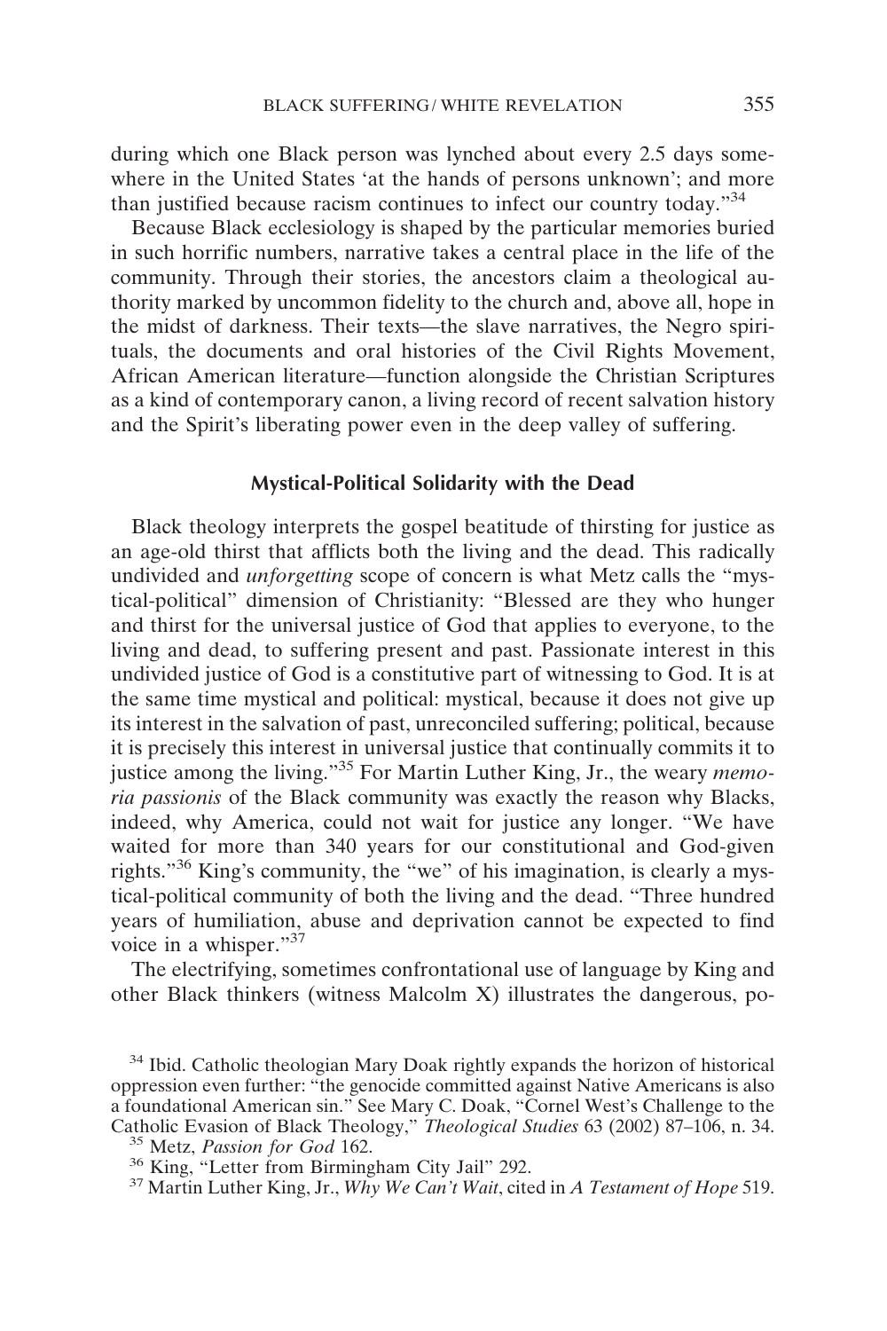during which one Black person was lynched about every 2.5 days somewhere in the United States 'at the hands of persons unknown'; and more than justified because racism continues to infect our country today."[34]

Because Black ecclesiology is shaped by the particular memories buried in such horrific numbers, narrative takes a central place in the life of the community. Through their stories, the ancestors claim a theological authority marked by uncommon fidelity to the church and, above all, hope in the midst of darkness. Their texts—the slave narratives, the Negro spirituals, the documents and oral histories of the Civil Rights Movement, African American literature—function alongside the Christian Scriptures as a kind of contemporary canon, a living record of recent salvation history and the Spirit's liberating power even in the deep valley of suffering.

### Mystical-Political Solidarity with the Dead

Black theology interprets the gospel beatitude of thirsting for justice as an age-old thirst that afflicts both the living and the dead. This radically undivided and *unforgetting* scope of concern is what Metz calls the "mystical-political" dimension of Christianity: "Blessed are they who hunger and thirst for the universal justice of God that applies to everyone, to the living and dead, to suffering present and past. Passionate interest in this undivided justice of God is a constitutive part of witnessing to God. It is at the same time mystical and political: mystical, because it does not give up its interest in the salvation of past, unreconciled suffering; political, because it is precisely this interest in universal justice that continually commits it to justice among the living."[35] For Martin Luther King, Jr., the weary *memoria passionis* of the Black community was exactly the reason why Blacks, indeed, why America, could not wait for justice any longer. "We have waited for more than 340 years for our constitutional and God-given rights."[36] King's community, the "we" of his imagination, is clearly a mystical-political community of both the living and the dead. "Three hundred years of humiliation, abuse and deprivation cannot be expected to find voice in a whisper."[37]

The electrifying, sometimes confrontational use of language by King and other Black thinkers (witness Malcolm X) illustrates the dangerous, po-

[34] Ibid. Catholic theologian Mary Doak rightly expands the horizon of historical oppression even further: "the genocide committed against Native Americans is also a foundational American sin." See Mary C. Doak, "Cornel West's Challenge to the Catholic Evasion of Black Theology," *Theological Studies* 63 (2002) 87–106, n. 34.

[35] Metz, *Passion for God* 162.

[36] King, "Letter from Birmingham City Jail" 292.

[37] Martin Luther King, Jr., *Why We Can't Wait*, cited in *A Testament of Hope* 519.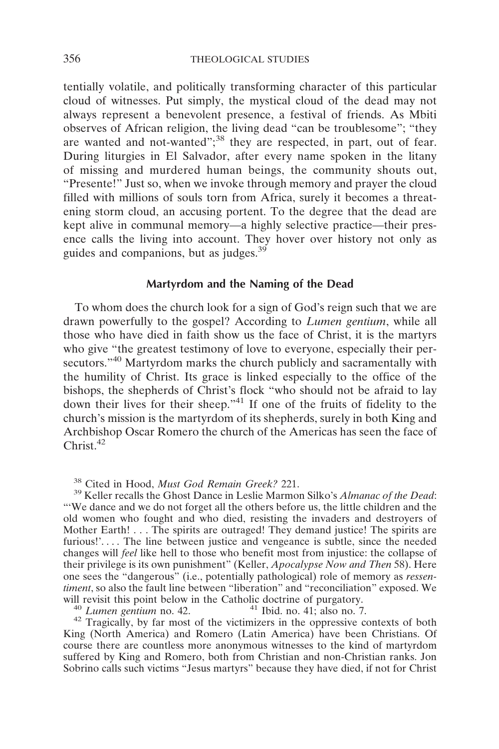tentially volatile, and politically transforming character of this particular cloud of witnesses. Put simply, the mystical cloud of the dead may not always represent a benevolent presence, a festival of friends. As Mbiti observes of African religion, the living dead "can be troublesome"; "they are wanted and not-wanted";[38] they are respected, in part, out of fear. During liturgies in El Salvador, after every name spoken in the litany of missing and murdered human beings, the community shouts out, "Presente!" Just so, when we invoke through memory and prayer the cloud filled with millions of souls torn from Africa, surely it becomes a threatening storm cloud, an accusing portent. To the degree that the dead are kept alive in communal memory—a highly selective practice—their presence calls the living into account. They hover over history not only as guides and companions, but as judges.[39]

## Martyrdom and the Naming of the Dead

To whom does the church look for a sign of God's reign such that we are drawn powerfully to the gospel? According to *Lumen gentium*, while all those who have died in faith show us the face of Christ, it is the martyrs who give "the greatest testimony of love to everyone, especially their persecutors."[40] Martyrdom marks the church publicly and sacramentally with the humility of Christ. Its grace is linked especially to the office of the bishops, the shepherds of Christ's flock "who should not be afraid to lay down their lives for their sheep."[41] If one of the fruits of fidelity to the church's mission is the martyrdom of its shepherds, surely in both King and Archbishop Oscar Romero the church of the Americas has seen the face of Christ.[42]

[38] Cited in Hood, *Must God Remain Greek?* 221.

[39] Keller recalls the Ghost Dance in Leslie Marmon Silko's *Almanac of the Dead*: "'We dance and we do not forget all the others before us, the little children and the old women who fought and who died, resisting the invaders and destroyers of Mother Earth! . . . The spirits are outraged! They demand justice! The spirits are furious!'. . . . The line between justice and vengeance is subtle, since the needed changes will *feel* like hell to those who benefit most from injustice: the collapse of their privilege is its own punishment" (Keller, *Apocalypse Now and Then* 58). Here one sees the "dangerous" (i.e., potentially pathological) role of memory as *ressentiment*, so also the fault line between "liberation" and "reconciliation" exposed. We will revisit this point below in the Catholic doctrine of purgatory.

[40] *Lumen gentium* no. 42.

[41] Ibid. no. 41; also no. 7.

[42] Tragically, by far most of the victimizers in the oppressive contexts of both King (North America) and Romero (Latin America) have been Christians. Of course there are countless more anonymous witnesses to the kind of martyrdom suffered by King and Romero, both from Christian and non-Christian ranks. Jon Sobrino calls such victims "Jesus martyrs" because they have died, if not for Christ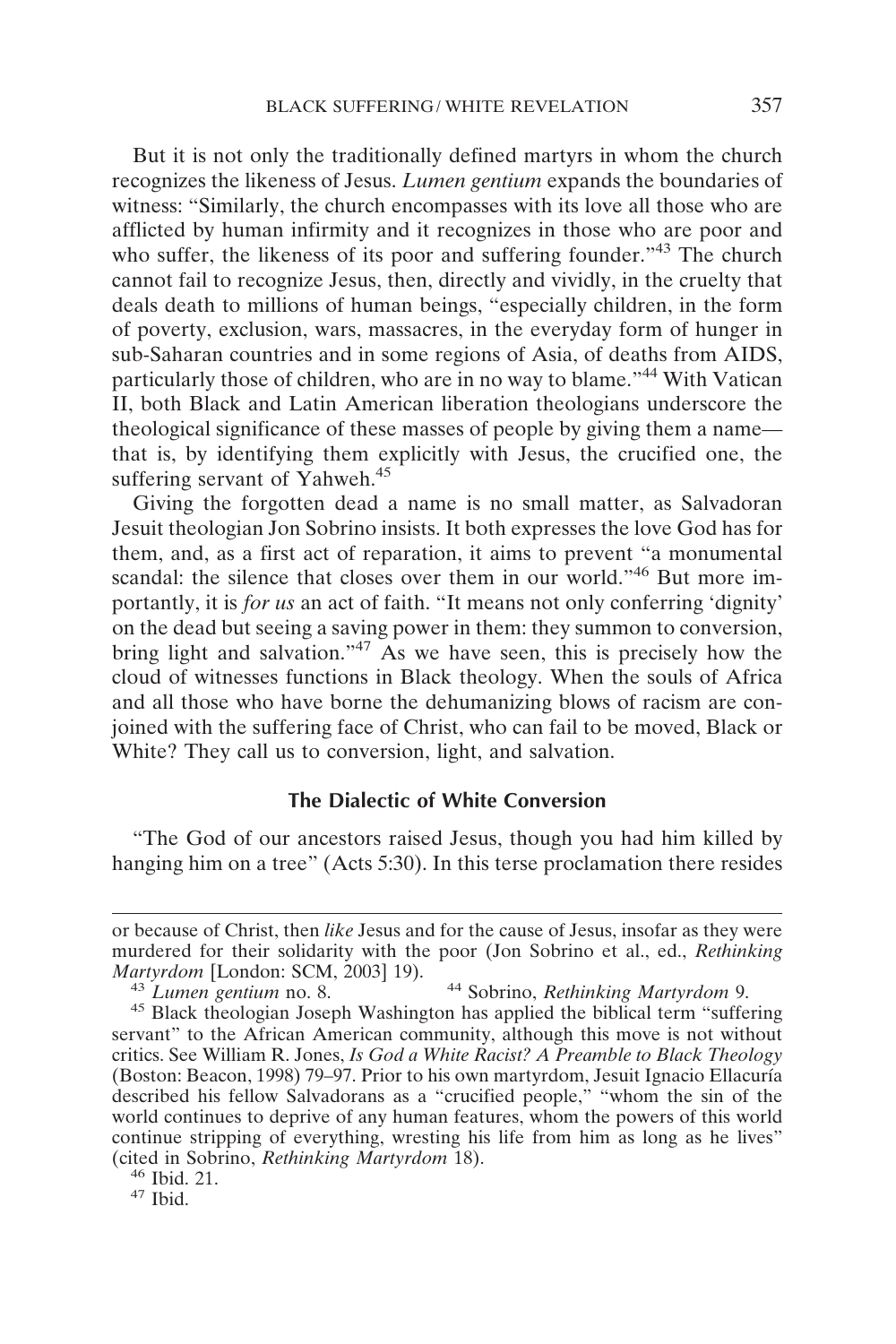But it is not only the traditionally defined martyrs in whom the church recognizes the likeness of Jesus. *Lumen gentium* expands the boundaries of witness: "Similarly, the church encompasses with its love all those who are afflicted by human infirmity and it recognizes in those who are poor and who suffer, the likeness of its poor and suffering founder."[43] The church cannot fail to recognize Jesus, then, directly and vividly, in the cruelty that deals death to millions of human beings, "especially children, in the form of poverty, exclusion, wars, massacres, in the everyday form of hunger in sub-Saharan countries and in some regions of Asia, of deaths from AIDS, particularly those of children, who are in no way to blame."[44] With Vatican II, both Black and Latin American liberation theologians underscore the theological significance of these masses of people by giving them a name—that is, by identifying them explicitly with Jesus, the crucified one, the suffering servant of Yahweh.[45]

Giving the forgotten dead a name is no small matter, as Salvadoran Jesuit theologian Jon Sobrino insists. It both expresses the love God has for them, and, as a first act of reparation, it aims to prevent "a monumental scandal: the silence that closes over them in our world."[46] But more importantly, it is *for us* an act of faith. "It means not only conferring 'dignity' on the dead but seeing a saving power in them: they summon to conversion, bring light and salvation."[47] As we have seen, this is precisely how the cloud of witnesses functions in Black theology. When the souls of Africa and all those who have borne the dehumanizing blows of racism are conjoined with the suffering face of Christ, who can fail to be moved, Black or White? They call us to conversion, light, and salvation.

## The Dialectic of White Conversion

"The God of our ancestors raised Jesus, though you had him killed by hanging him on a tree" (Acts 5:30). In this terse proclamation there resides

---

or because of Christ, then *like* Jesus and for the cause of Jesus, insofar as they were murdered for their solidarity with the poor (Jon Sobrino et al., ed., *Rethinking Martyrdom* [London: SCM, 2003] 19).

[43] *Lumen gentium* no. 8.

[44] Sobrino, *Rethinking Martyrdom* 9.

[45] Black theologian Joseph Washington has applied the biblical term "suffering servant" to the African American community, although this move is not without critics. See William R. Jones, *Is God a White Racist? A Preamble to Black Theology* (Boston: Beacon, 1998) 79–97. Prior to his own martyrdom, Jesuit Ignacio Ellacuría described his fellow Salvadorans as a "crucified people," "whom the sin of the world continues to deprive of any human features, whom the powers of this world continue stripping of everything, wresting his life from him as long as he lives" (cited in Sobrino, *Rethinking Martyrdom* 18).

[46] Ibid. 21.

[47] Ibid.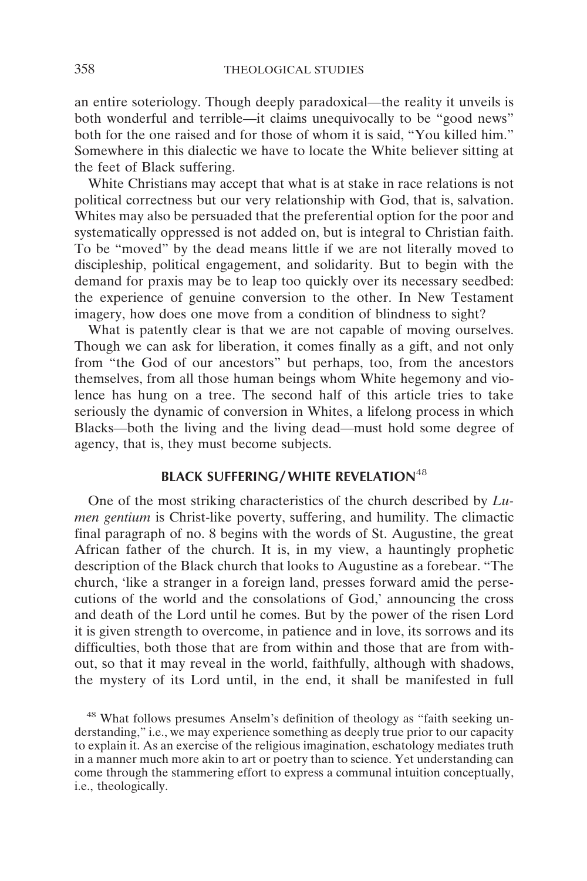an entire soteriology. Though deeply paradoxical—the reality it unveils is both wonderful and terrible—it claims unequivocally to be "good news" both for the one raised and for those of whom it is said, "You killed him." Somewhere in this dialectic we have to locate the White believer sitting at the feet of Black suffering.

White Christians may accept that what is at stake in race relations is not political correctness but our very relationship with God, that is, salvation. Whites may also be persuaded that the preferential option for the poor and systematically oppressed is not added on, but is integral to Christian faith. To be "moved" by the dead means little if we are not literally moved to discipleship, political engagement, and solidarity. But to begin with the demand for praxis may be to leap too quickly over its necessary seedbed: the experience of genuine conversion to the other. In New Testament imagery, how does one move from a condition of blindness to sight?

What is patently clear is that we are not capable of moving ourselves. Though we can ask for liberation, it comes finally as a gift, and not only from "the God of our ancestors" but perhaps, too, from the ancestors themselves, from all those human beings whom White hegemony and violence has hung on a tree. The second half of this article tries to take seriously the dynamic of conversion in Whites, a lifelong process in which Blacks—both the living and the living dead—must hold some degree of agency, that is, they must become subjects.

## BLACK SUFFERING/WHITE REVELATION[48]

One of the most striking characteristics of the church described by *Lumen gentium* is Christ-like poverty, suffering, and humility. The climactic final paragraph of no. 8 begins with the words of St. Augustine, the great African father of the church. It is, in my view, a hauntingly prophetic description of the Black church that looks to Augustine as a forebear. "The church, 'like a stranger in a foreign land, presses forward amid the persecutions of the world and the consolations of God,' announcing the cross and death of the Lord until he comes. But by the power of the risen Lord it is given strength to overcome, in patience and in love, its sorrows and its difficulties, both those that are from within and those that are from without, so that it may reveal in the world, faithfully, although with shadows, the mystery of its Lord until, in the end, it shall be manifested in full

[48] What follows presumes Anselm's definition of theology as "faith seeking understanding," i.e., we may experience something as deeply true prior to our capacity to explain it. As an exercise of the religious imagination, eschatology mediates truth in a manner much more akin to art or poetry than to science. Yet understanding can come through the stammering effort to express a communal intuition conceptually, i.e., theologically.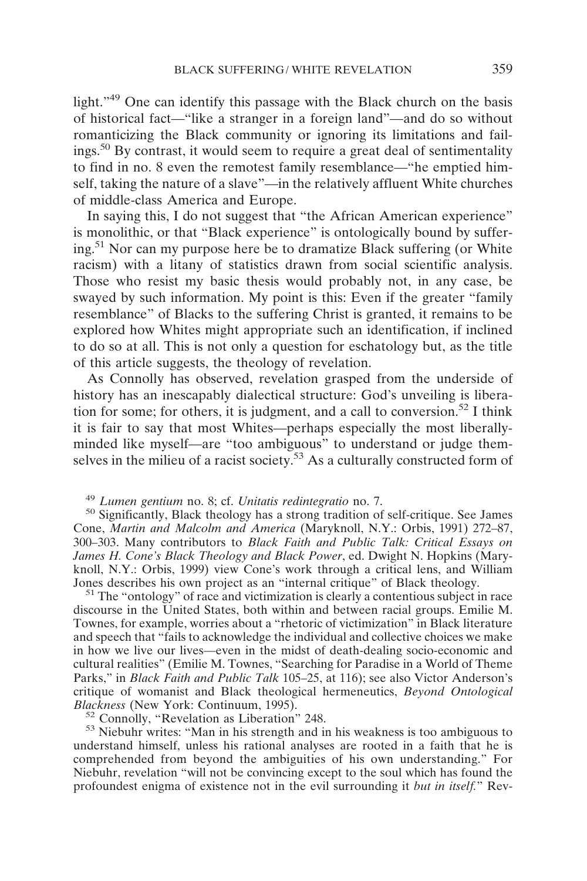light."[49] One can identify this passage with the Black church on the basis of historical fact—"like a stranger in a foreign land"—and do so without romanticizing the Black community or ignoring its limitations and failings.[50] By contrast, it would seem to require a great deal of sentimentality to find in no. 8 even the remotest family resemblance—"he emptied himself, taking the nature of a slave"—in the relatively affluent White churches of middle-class America and Europe.

In saying this, I do not suggest that "the African American experience" is monolithic, or that "Black experience" is ontologically bound by suffering.[51] Nor can my purpose here be to dramatize Black suffering (or White racism) with a litany of statistics drawn from social scientific analysis. Those who resist my basic thesis would probably not, in any case, be swayed by such information. My point is this: Even if the greater "family resemblance" of Blacks to the suffering Christ is granted, it remains to be explored how Whites might appropriate such an identification, if inclined to do so at all. This is not only a question for eschatology but, as the title of this article suggests, the theology of revelation.

As Connolly has observed, revelation grasped from the underside of history has an inescapably dialectical structure: God's unveiling is liberation for some; for others, it is judgment, and a call to conversion.[52] I think it is fair to say that most Whites—perhaps especially the most liberally-minded like myself—are "too ambiguous" to understand or judge themselves in the milieu of a racist society.[53] As a culturally constructed form of

[49] *Lumen gentium* no. 8; cf. *Unitatis redintegratio* no. 7.

[50] Significantly, Black theology has a strong tradition of self-critique. See James Cone, *Martin and Malcolm and America* (Maryknoll, N.Y.: Orbis, 1991) 272–87, 300–303. Many contributors to *Black Faith and Public Talk: Critical Essays on James H. Cone's Black Theology and Black Power*, ed. Dwight N. Hopkins (Maryknoll, N.Y.: Orbis, 1999) view Cone's work through a critical lens, and William Jones describes his own project as an "internal critique" of Black theology.

[51] The "ontology" of race and victimization is clearly a contentious subject in race discourse in the United States, both within and between racial groups. Emilie M. Townes, for example, worries about a "rhetoric of victimization" in Black literature and speech that "fails to acknowledge the individual and collective choices we make in how we live our lives—even in the midst of death-dealing socio-economic and cultural realities" (Emilie M. Townes, "Searching for Paradise in a World of Theme Parks," in *Black Faith and Public Talk* 105–25, at 116); see also Victor Anderson's critique of womanist and Black theological hermeneutics, *Beyond Ontological Blackness* (New York: Continuum, 1995).

[52] Connolly, "Revelation as Liberation" 248.

[53] Niebuhr writes: "Man in his strength and in his weakness is too ambiguous to understand himself, unless his rational analyses are rooted in a faith that he is comprehended from beyond the ambiguities of his own understanding." For Niebuhr, revelation "will not be convincing except to the soul which has found the profoundest enigma of existence not in the evil surrounding it *but in itself.*" Rev-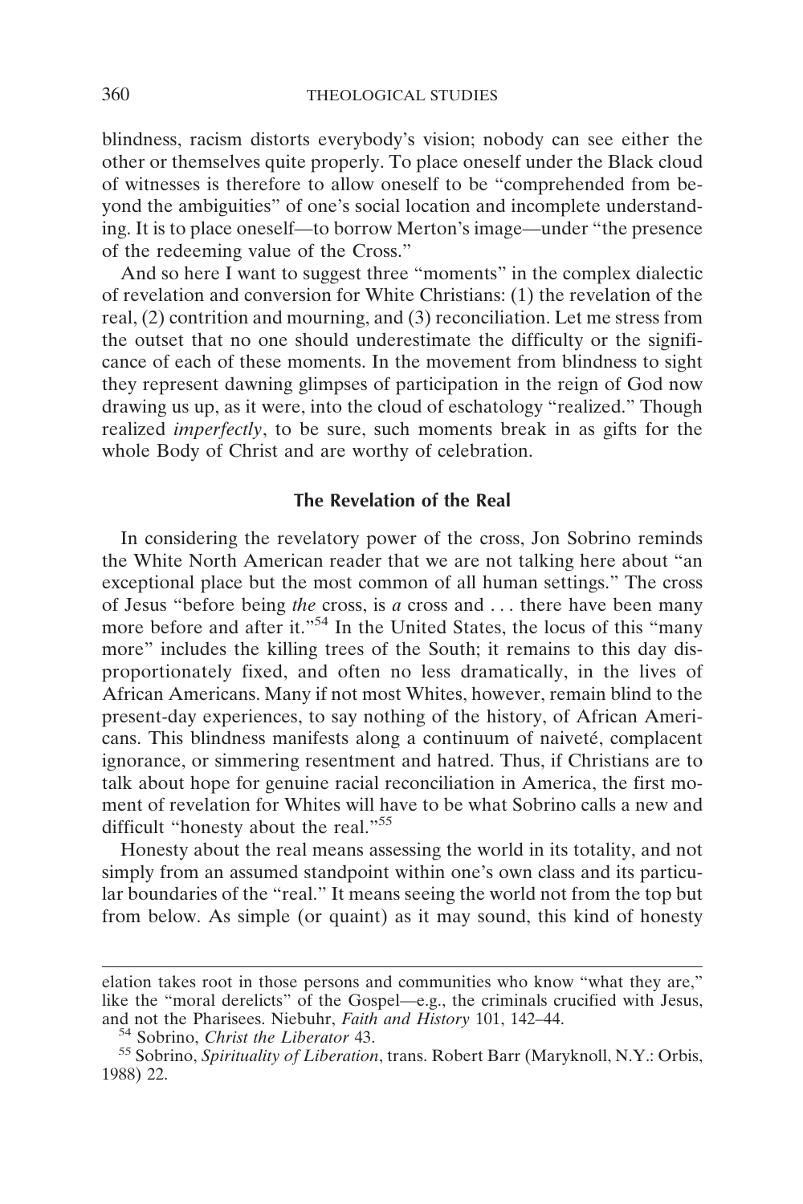blindness, racism distorts everybody's vision; nobody can see either the other or themselves quite properly. To place oneself under the Black cloud of witnesses is therefore to allow oneself to be "comprehended from beyond the ambiguities" of one's social location and incomplete understanding. It is to place oneself—to borrow Merton's image—under "the presence of the redeeming value of the Cross."

And so here I want to suggest three "moments" in the complex dialectic of revelation and conversion for White Christians: (1) the revelation of the real, (2) contrition and mourning, and (3) reconciliation. Let me stress from the outset that no one should underestimate the difficulty or the significance of each of these moments. In the movement from blindness to sight they represent dawning glimpses of participation in the reign of God now drawing us up, as it were, into the cloud of eschatology "realized." Though realized *imperfectly*, to be sure, such moments break in as gifts for the whole Body of Christ and are worthy of celebration.

## The Revelation of the Real

In considering the revelatory power of the cross, Jon Sobrino reminds the White North American reader that we are not talking here about "an exceptional place but the most common of all human settings." The cross of Jesus "before being *the* cross, is *a* cross and . . . there have been many more before and after it."[54] In the United States, the locus of this "many more" includes the killing trees of the South; it remains to this day disproportionately fixed, and often no less dramatically, in the lives of African Americans. Many if not most Whites, however, remain blind to the present-day experiences, to say nothing of the history, of African Americans. This blindness manifests along a continuum of naiveté, complacent ignorance, or simmering resentment and hatred. Thus, if Christians are to talk about hope for genuine racial reconciliation in America, the first moment of revelation for Whites will have to be what Sobrino calls a new and difficult "honesty about the real."[55]

Honesty about the real means assessing the world in its totality, and not simply from an assumed standpoint within one's own class and its particular boundaries of the "real." It means seeing the world not from the top but from below. As simple (or quaint) as it may sound, this kind of honesty

---

elation takes root in those persons and communities who know "what they are," like the "moral derelicts" of the Gospel—e.g., the criminals crucified with Jesus, and not the Pharisees. Niebuhr, *Faith and History* 101, 142–44.

[54] Sobrino, *Christ the Liberator* 43.

[55] Sobrino, *Spirituality of Liberation*, trans. Robert Barr (Maryknoll, N.Y.: Orbis, 1988) 22.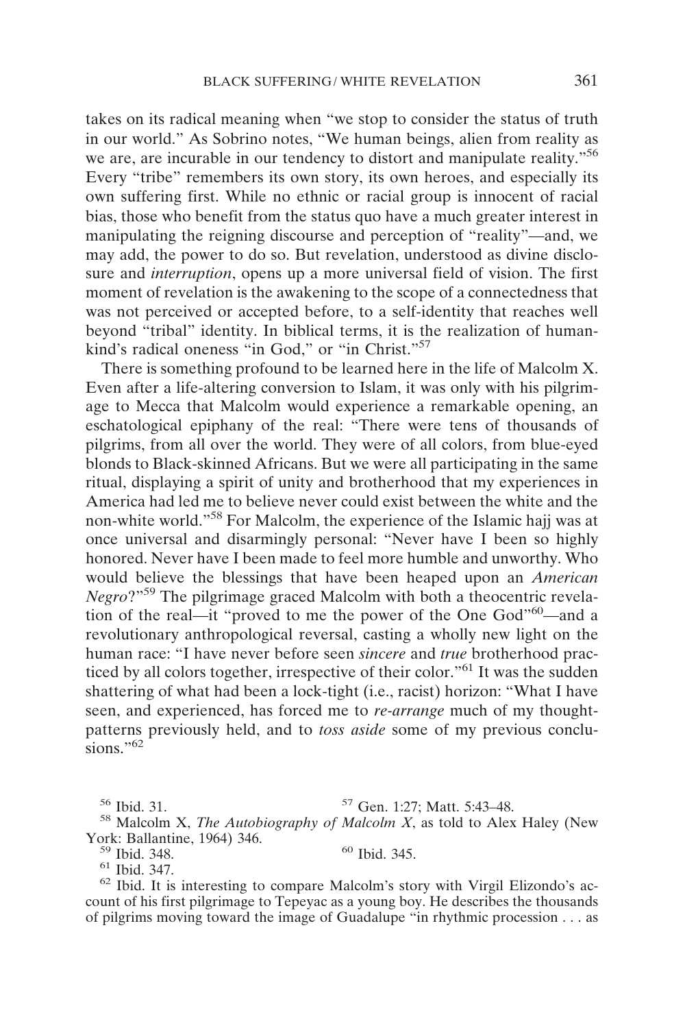takes on its radical meaning when "we stop to consider the status of truth in our world." As Sobrino notes, "We human beings, alien from reality as we are, are incurable in our tendency to distort and manipulate reality."[56] Every "tribe" remembers its own story, its own heroes, and especially its own suffering first. While no ethnic or racial group is innocent of racial bias, those who benefit from the status quo have a much greater interest in manipulating the reigning discourse and perception of "reality"—and, we may add, the power to do so. But revelation, understood as divine disclosure and *interruption*, opens up a more universal field of vision. The first moment of revelation is the awakening to the scope of a connectedness that was not perceived or accepted before, to a self-identity that reaches well beyond "tribal" identity. In biblical terms, it is the realization of humankind's radical oneness "in God," or "in Christ."[57]

There is something profound to be learned here in the life of Malcolm X. Even after a life-altering conversion to Islam, it was only with his pilgrimage to Mecca that Malcolm would experience a remarkable opening, an eschatological epiphany of the real: "There were tens of thousands of pilgrims, from all over the world. They were of all colors, from blue-eyed blonds to Black-skinned Africans. But we were all participating in the same ritual, displaying a spirit of unity and brotherhood that my experiences in America had led me to believe never could exist between the white and the non-white world."[58] For Malcolm, the experience of the Islamic hajj was at once universal and disarmingly personal: "Never have I been so highly honored. Never have I been made to feel more humble and unworthy. Who would believe the blessings that have been heaped upon an *American Negro*?"[59] The pilgrimage graced Malcolm with both a theocentric revelation of the real—it "proved to me the power of the One God"[60]—and a revolutionary anthropological reversal, casting a wholly new light on the human race: "I have never before seen *sincere* and *true* brotherhood practiced by all colors together, irrespective of their color."[61] It was the sudden shattering of what had been a lock-tight (i.e., racist) horizon: "What I have seen, and experienced, has forced me to *re-arrange* much of my thought-patterns previously held, and to *toss aside* some of my previous conclusions."[62]

---

[56] Ibid. 31.

[57] Gen. 1:27; Matt. 5:43–48.

[58] Malcolm X, *The Autobiography of Malcolm X*, as told to Alex Haley (New York: Ballantine, 1964) 346.

[59] Ibid. 348.

[60] Ibid. 345.

[61] Ibid. 347.

[62] Ibid. It is interesting to compare Malcolm's story with Virgil Elizondo's account of his first pilgrimage to Tepeyac as a young boy. He describes the thousands of pilgrims moving toward the image of Guadalupe "in rhythmic procession . . . as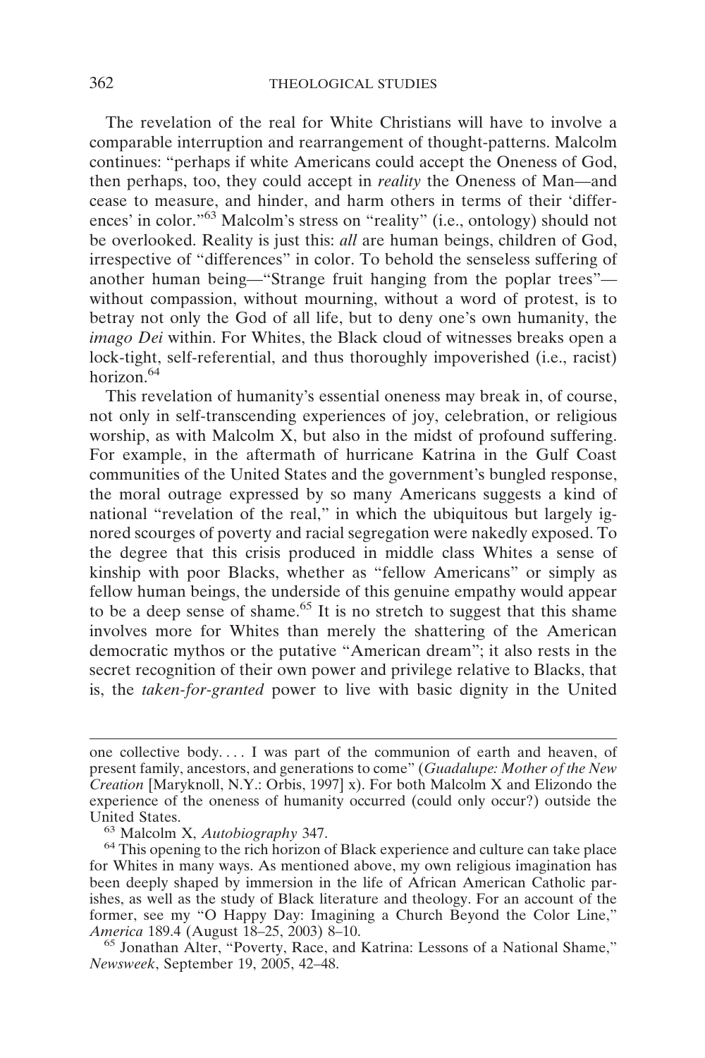The revelation of the real for White Christians will have to involve a comparable interruption and rearrangement of thought-patterns. Malcolm continues: "perhaps if white Americans could accept the Oneness of God, then perhaps, too, they could accept in *reality* the Oneness of Man—and cease to measure, and hinder, and harm others in terms of their 'differences' in color."[63] Malcolm's stress on "reality" (i.e., ontology) should not be overlooked. Reality is just this: *all* are human beings, children of God, irrespective of "differences" in color. To behold the senseless suffering of another human being—"Strange fruit hanging from the poplar trees"—without compassion, without mourning, without a word of protest, is to betray not only the God of all life, but to deny one's own humanity, the *imago Dei* within. For Whites, the Black cloud of witnesses breaks open a lock-tight, self-referential, and thus thoroughly impoverished (i.e., racist) horizon.[64]

This revelation of humanity's essential oneness may break in, of course, not only in self-transcending experiences of joy, celebration, or religious worship, as with Malcolm X, but also in the midst of profound suffering. For example, in the aftermath of hurricane Katrina in the Gulf Coast communities of the United States and the government's bungled response, the moral outrage expressed by so many Americans suggests a kind of national "revelation of the real," in which the ubiquitous but largely ignored scourges of poverty and racial segregation were nakedly exposed. To the degree that this crisis produced in middle class Whites a sense of kinship with poor Blacks, whether as "fellow Americans" or simply as fellow human beings, the underside of this genuine empathy would appear to be a deep sense of shame.[65] It is no stretch to suggest that this shame involves more for Whites than merely the shattering of the American democratic mythos or the putative "American dream"; it also rests in the secret recognition of their own power and privilege relative to Blacks, that is, the *taken-for-granted* power to live with basic dignity in the United

---

one collective body. . . . I was part of the communion of earth and heaven, of present family, ancestors, and generations to come" (*Guadalupe: Mother of the New Creation* [Maryknoll, N.Y.: Orbis, 1997] x). For both Malcolm X and Elizondo the experience of the oneness of humanity occurred (could only occur?) outside the United States.

[63] Malcolm X, *Autobiography* 347.

[64] This opening to the rich horizon of Black experience and culture can take place for Whites in many ways. As mentioned above, my own religious imagination has been deeply shaped by immersion in the life of African American Catholic parishes, as well as the study of Black literature and theology. For an account of the former, see my "O Happy Day: Imagining a Church Beyond the Color Line," *America* 189.4 (August 18–25, 2003) 8–10.

[65] Jonathan Alter, "Poverty, Race, and Katrina: Lessons of a National Shame," *Newsweek*, September 19, 2005, 42–48.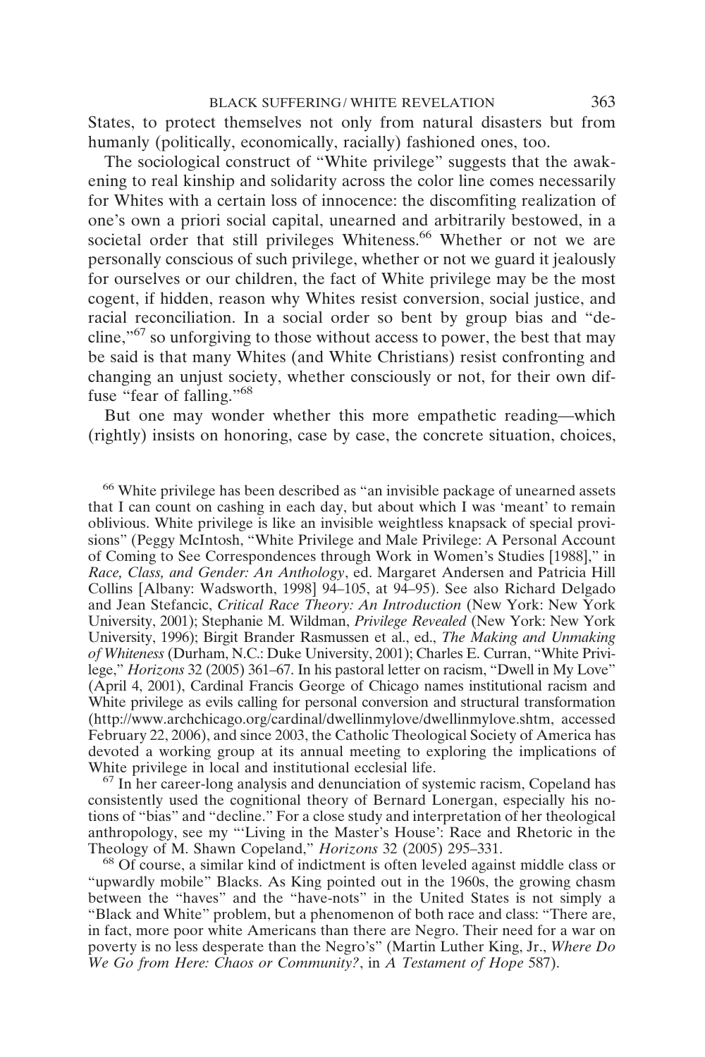States, to protect themselves not only from natural disasters but from humanly (politically, economically, racially) fashioned ones, too.

The sociological construct of "White privilege" suggests that the awakening to real kinship and solidarity across the color line comes necessarily for Whites with a certain loss of innocence: the discomfiting realization of one's own a priori social capital, unearned and arbitrarily bestowed, in a societal order that still privileges Whiteness.[66] Whether or not we are personally conscious of such privilege, whether or not we guard it jealously for ourselves or our children, the fact of White privilege may be the most cogent, if hidden, reason why Whites resist conversion, social justice, and racial reconciliation. In a social order so bent by group bias and "decline,"[67] so unforgiving to those without access to power, the best that may be said is that many Whites (and White Christians) resist confronting and changing an unjust society, whether consciously or not, for their own diffuse "fear of falling."[68]

But one may wonder whether this more empathetic reading—which (rightly) insists on honoring, case by case, the concrete situation, choices,

[66] White privilege has been described as "an invisible package of unearned assets that I can count on cashing in each day, but about which I was 'meant' to remain oblivious. White privilege is like an invisible weightless knapsack of special provisions" (Peggy McIntosh, "White Privilege and Male Privilege: A Personal Account of Coming to See Correspondences through Work in Women's Studies [1988]," in *Race, Class, and Gender: An Anthology*, ed. Margaret Andersen and Patricia Hill Collins [Albany: Wadsworth, 1998] 94–105, at 94–95). See also Richard Delgado and Jean Stefancic, *Critical Race Theory: An Introduction* (New York: New York University, 2001); Stephanie M. Wildman, *Privilege Revealed* (New York: New York University, 1996); Birgit Brander Rasmussen et al., ed., *The Making and Unmaking of Whiteness* (Durham, N.C.: Duke University, 2001); Charles E. Curran, "White Privilege," *Horizons* 32 (2005) 361–67. In his pastoral letter on racism, "Dwell in My Love" (April 4, 2001), Cardinal Francis George of Chicago names institutional racism and White privilege as evils calling for personal conversion and structural transformation (http://www.archchicago.org/cardinal/dwellinmylove/dwellinmylove.shtm, accessed February 22, 2006), and since 2003, the Catholic Theological Society of America has devoted a working group at its annual meeting to exploring the implications of White privilege in local and institutional ecclesial life.

[67] In her career-long analysis and denunciation of systemic racism, Copeland has consistently used the cognitional theory of Bernard Lonergan, especially his notions of "bias" and "decline." For a close study and interpretation of her theological anthropology, see my "'Living in the Master's House': Race and Rhetoric in the Theology of M. Shawn Copeland," *Horizons* 32 (2005) 295–331.

[68] Of course, a similar kind of indictment is often leveled against middle class or "upwardly mobile" Blacks. As King pointed out in the 1960s, the growing chasm between the "haves" and the "have-nots" in the United States is not simply a "Black and White" problem, but a phenomenon of both race and class: "There are, in fact, more poor white Americans than there are Negro. Their need for a war on poverty is no less desperate than the Negro's" (Martin Luther King, Jr., *Where Do We Go from Here: Chaos or Community?*, in *A Testament of Hope* 587).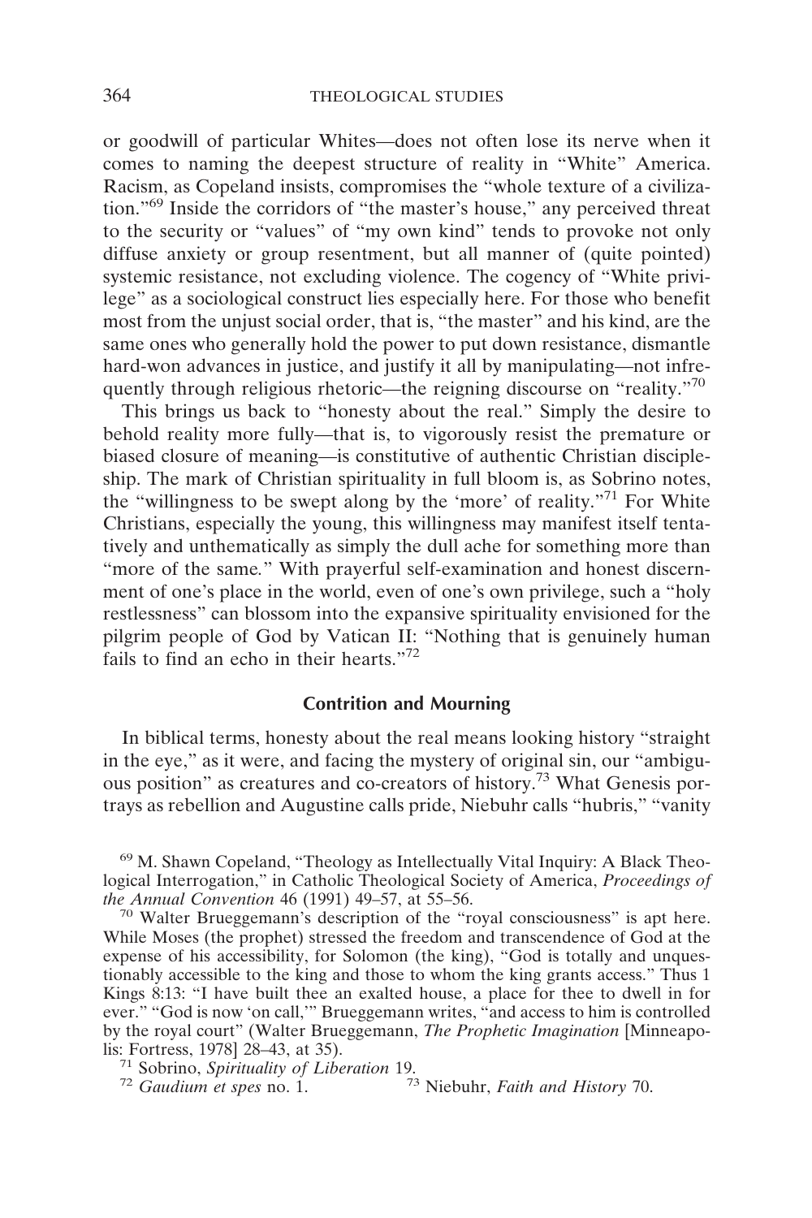or goodwill of particular Whites—does not often lose its nerve when it comes to naming the deepest structure of reality in "White" America. Racism, as Copeland insists, compromises the "whole texture of a civilization."[69] Inside the corridors of "the master's house," any perceived threat to the security or "values" of "my own kind" tends to provoke not only diffuse anxiety or group resentment, but all manner of (quite pointed) systemic resistance, not excluding violence. The cogency of "White privilege" as a sociological construct lies especially here. For those who benefit most from the unjust social order, that is, "the master" and his kind, are the same ones who generally hold the power to put down resistance, dismantle hard-won advances in justice, and justify it all by manipulating—not infrequently through religious rhetoric—the reigning discourse on "reality."[70]

This brings us back to "honesty about the real." Simply the desire to behold reality more fully—that is, to vigorously resist the premature or biased closure of meaning—is constitutive of authentic Christian discipleship. The mark of Christian spirituality in full bloom is, as Sobrino notes, the "willingness to be swept along by the 'more' of reality."[71] For White Christians, especially the young, this willingness may manifest itself tentatively and unthematically as simply the dull ache for something more than "more of the same." With prayerful self-examination and honest discernment of one's place in the world, even of one's own privilege, such a "holy restlessness" can blossom into the expansive spirituality envisioned for the pilgrim people of God by Vatican II: "Nothing that is genuinely human fails to find an echo in their hearts."[72]

## Contrition and Mourning

In biblical terms, honesty about the real means looking history "straight in the eye," as it were, and facing the mystery of original sin, our "ambiguous position" as creatures and co-creators of history.[73] What Genesis portrays as rebellion and Augustine calls pride, Niebuhr calls "hubris," "vanity

[69] M. Shawn Copeland, "Theology as Intellectually Vital Inquiry: A Black Theological Interrogation," in Catholic Theological Society of America, *Proceedings of the Annual Convention* 46 (1991) 49–57, at 55–56.

[70] Walter Brueggemann's description of the "royal consciousness" is apt here. While Moses (the prophet) stressed the freedom and transcendence of God at the expense of his accessibility, for Solomon (the king), "God is totally and unquestionably accessible to the king and those to whom the king grants access." Thus 1 Kings 8:13: "I have built thee an exalted house, a place for thee to dwell in for ever." "God is now 'on call,'" Brueggemann writes, "and access to him is controlled by the royal court" (Walter Brueggemann, *The Prophetic Imagination* [Minneapolis: Fortress, 1978] 28–43, at 35).

[71] Sobrino, *Spirituality of Liberation* 19.

[72] *Gaudium et spes* no. 1.

[73] Niebuhr, *Faith and History* 70.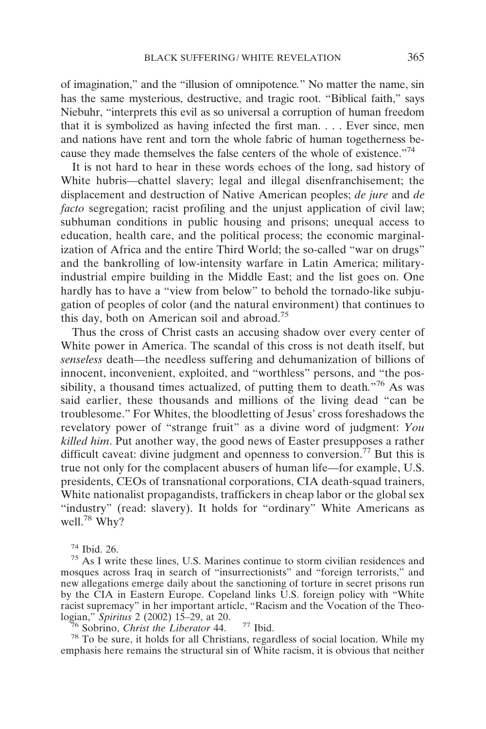of imagination," and the "illusion of omnipotence." No matter the name, sin has the same mysterious, destructive, and tragic root. "Biblical faith," says Niebuhr, "interprets this evil as so universal a corruption of human freedom that it is symbolized as having infected the first man. . . . Ever since, men and nations have rent and torn the whole fabric of human togetherness because they made themselves the false centers of the whole of existence."[74]

It is not hard to hear in these words echoes of the long, sad history of White hubris—chattel slavery; legal and illegal disenfranchisement; the displacement and destruction of Native American peoples; *de jure* and *de facto* segregation; racist profiling and the unjust application of civil law; subhuman conditions in public housing and prisons; unequal access to education, health care, and the political process; the economic marginalization of Africa and the entire Third World; the so-called "war on drugs" and the bankrolling of low-intensity warfare in Latin America; military-industrial empire building in the Middle East; and the list goes on. One hardly has to have a "view from below" to behold the tornado-like subjugation of peoples of color (and the natural environment) that continues to this day, both on American soil and abroad.[75]

Thus the cross of Christ casts an accusing shadow over every center of White power in America. The scandal of this cross is not death itself, but *senseless* death—the needless suffering and dehumanization of billions of innocent, inconvenient, exploited, and "worthless" persons, and "the possibility, a thousand times actualized, of putting them to death."[76] As was said earlier, these thousands and millions of the living dead "can be troublesome." For Whites, the bloodletting of Jesus' cross foreshadows the revelatory power of "strange fruit" as a divine word of judgment: *You killed him*. Put another way, the good news of Easter presupposes a rather difficult caveat: divine judgment and openness to conversion.[77] But this is true not only for the complacent abusers of human life—for example, U.S. presidents, CEOs of transnational corporations, CIA death-squad trainers, White nationalist propagandists, traffickers in cheap labor or the global sex "industry" (read: slavery). It holds for "ordinary" White Americans as well.[78] Why?

[74] Ibid. 26.

[75] As I write these lines, U.S. Marines continue to storm civilian residences and mosques across Iraq in search of "insurrectionists" and "foreign terrorists," and new allegations emerge daily about the sanctioning of torture in secret prisons run by the CIA in Eastern Europe. Copeland links U.S. foreign policy with "White racist supremacy" in her important article, "Racism and the Vocation of the Theologian," *Spiritus* 2 (2002) 15–29, at 20.

[76] Sobrino, *Christ the Liberator* 44.

[77] Ibid.

[78] To be sure, it holds for all Christians, regardless of social location. While my emphasis here remains the structural sin of White racism, it is obvious that neither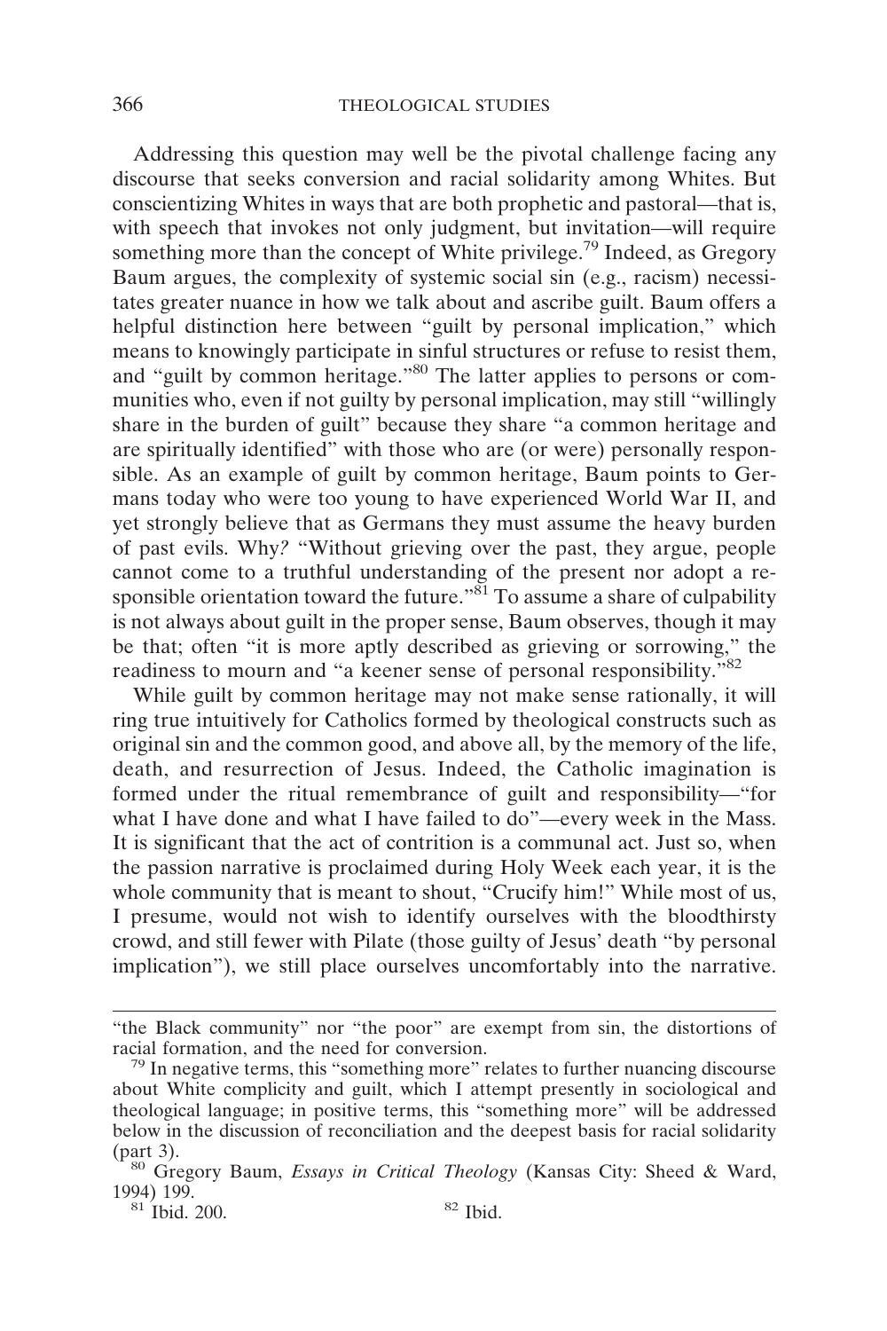Addressing this question may well be the pivotal challenge facing any discourse that seeks conversion and racial solidarity among Whites. But conscientizing Whites in ways that are both prophetic and pastoral—that is, with speech that invokes not only judgment, but invitation—will require something more than the concept of White privilege.[79] Indeed, as Gregory Baum argues, the complexity of systemic social sin (e.g., racism) necessitates greater nuance in how we talk about and ascribe guilt. Baum offers a helpful distinction here between "guilt by personal implication," which means to knowingly participate in sinful structures or refuse to resist them, and "guilt by common heritage."[80] The latter applies to persons or communities who, even if not guilty by personal implication, may still "willingly share in the burden of guilt" because they share "a common heritage and are spiritually identified" with those who are (or were) personally responsible. As an example of guilt by common heritage, Baum points to Germans today who were too young to have experienced World War II, and yet strongly believe that as Germans they must assume the heavy burden of past evils. Why? "Without grieving over the past, they argue, people cannot come to a truthful understanding of the present nor adopt a responsible orientation toward the future."[81] To assume a share of culpability is not always about guilt in the proper sense, Baum observes, though it may be that; often "it is more aptly described as grieving or sorrowing," the readiness to mourn and "a keener sense of personal responsibility."[82]

While guilt by common heritage may not make sense rationally, it will ring true intuitively for Catholics formed by theological constructs such as original sin and the common good, and above all, by the memory of the life, death, and resurrection of Jesus. Indeed, the Catholic imagination is formed under the ritual remembrance of guilt and responsibility—"for what I have done and what I have failed to do"—every week in the Mass. It is significant that the act of contrition is a communal act. Just so, when the passion narrative is proclaimed during Holy Week each year, it is the whole community that is meant to shout, "Crucify him!" While most of us, I presume, would not wish to identify ourselves with the bloodthirsty crowd, and still fewer with Pilate (those guilty of Jesus' death "by personal implication"), we still place ourselves uncomfortably into the narrative.

---

"the Black community" nor "the poor" are exempt from sin, the distortions of racial formation, and the need for conversion.

[79] In negative terms, this "something more" relates to further nuancing discourse about White complicity and guilt, which I attempt presently in sociological and theological language; in positive terms, this "something more" will be addressed below in the discussion of reconciliation and the deepest basis for racial solidarity (part 3).

[80] Gregory Baum, *Essays in Critical Theology* (Kansas City: Sheed & Ward, 1994) 199.

[81] Ibid. 200.

[82] Ibid.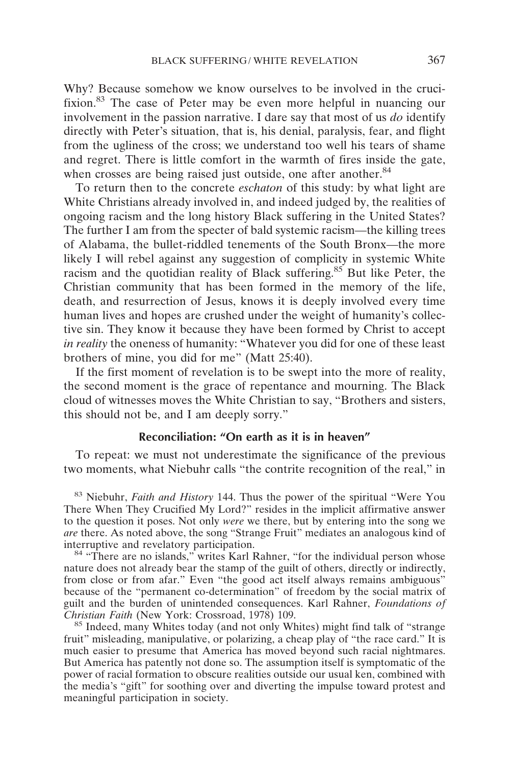Why? Because somehow we know ourselves to be involved in the crucifixion.[83] The case of Peter may be even more helpful in nuancing our involvement in the passion narrative. I dare say that most of us *do* identify directly with Peter's situation, that is, his denial, paralysis, fear, and flight from the ugliness of the cross; we understand too well his tears of shame and regret. There is little comfort in the warmth of fires inside the gate, when crosses are being raised just outside, one after another.[84]

To return then to the concrete *eschaton* of this study: by what light are White Christians already involved in, and indeed judged by, the realities of ongoing racism and the long history Black suffering in the United States? The further I am from the specter of bald systemic racism—the killing trees of Alabama, the bullet-riddled tenements of the South Bronx—the more likely I will rebel against any suggestion of complicity in systemic White racism and the quotidian reality of Black suffering.[85] But like Peter, the Christian community that has been formed in the memory of the life, death, and resurrection of Jesus, knows it is deeply involved every time human lives and hopes are crushed under the weight of humanity's collective sin. They know it because they have been formed by Christ to accept *in reality* the oneness of humanity: "Whatever you did for one of these least brothers of mine, you did for me" (Matt 25:40).

If the first moment of revelation is to be swept into the more of reality, the second moment is the grace of repentance and mourning. The Black cloud of witnesses moves the White Christian to say, "Brothers and sisters, this should not be, and I am deeply sorry."

### Reconciliation: "On earth as it is in heaven"

To repeat: we must not underestimate the significance of the previous two moments, what Niebuhr calls "the contrite recognition of the real," in

[83] Niebuhr, *Faith and History* 144. Thus the power of the spiritual "Were You There When They Crucified My Lord?" resides in the implicit affirmative answer to the question it poses. Not only *were* we there, but by entering into the song we *are* there. As noted above, the song "Strange Fruit" mediates an analogous kind of interruptive and revelatory participation.

[84] "There are no islands," writes Karl Rahner, "for the individual person whose nature does not already bear the stamp of the guilt of others, directly or indirectly, from close or from afar." Even "the good act itself always remains ambiguous" because of the "permanent co-determination" of freedom by the social matrix of guilt and the burden of unintended consequences. Karl Rahner, *Foundations of Christian Faith* (New York: Crossroad, 1978) 109.

[85] Indeed, many Whites today (and not only Whites) might find talk of "strange fruit" misleading, manipulative, or polarizing, a cheap play of "the race card." It is much easier to presume that America has moved beyond such racial nightmares. But America has patently not done so. The assumption itself is symptomatic of the power of racial formation to obscure realities outside our usual ken, combined with the media's "gift" for soothing over and diverting the impulse toward protest and meaningful participation in society.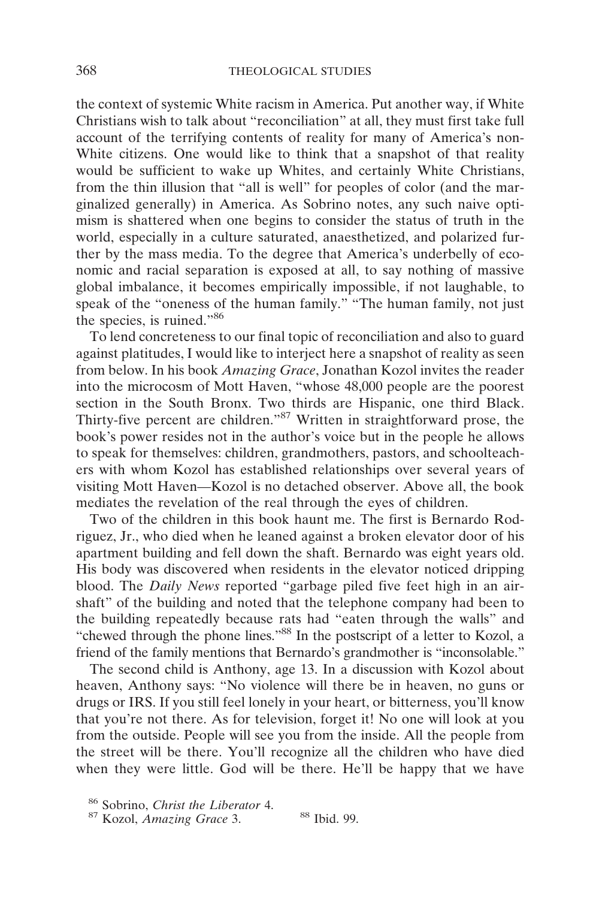the context of systemic White racism in America. Put another way, if White Christians wish to talk about "reconciliation" at all, they must first take full account of the terrifying contents of reality for many of America's non-White citizens. One would like to think that a snapshot of that reality would be sufficient to wake up Whites, and certainly White Christians, from the thin illusion that "all is well" for peoples of color (and the marginalized generally) in America. As Sobrino notes, any such naive optimism is shattered when one begins to consider the status of truth in the world, especially in a culture saturated, anaesthetized, and polarized further by the mass media. To the degree that America's underbelly of economic and racial separation is exposed at all, to say nothing of massive global imbalance, it becomes empirically impossible, if not laughable, to speak of the "oneness of the human family." "The human family, not just the species, is ruined."[86]

To lend concreteness to our final topic of reconciliation and also to guard against platitudes, I would like to interject here a snapshot of reality as seen from below. In his book *Amazing Grace*, Jonathan Kozol invites the reader into the microcosm of Mott Haven, "whose 48,000 people are the poorest section in the South Bronx. Two thirds are Hispanic, one third Black. Thirty-five percent are children."[87] Written in straightforward prose, the book's power resides not in the author's voice but in the people he allows to speak for themselves: children, grandmothers, pastors, and schoolteachers with whom Kozol has established relationships over several years of visiting Mott Haven—Kozol is no detached observer. Above all, the book mediates the revelation of the real through the eyes of children.

Two of the children in this book haunt me. The first is Bernardo Rodriguez, Jr., who died when he leaned against a broken elevator door of his apartment building and fell down the shaft. Bernardo was eight years old. His body was discovered when residents in the elevator noticed dripping blood. The *Daily News* reported "garbage piled five feet high in an airshaft" of the building and noted that the telephone company had been to the building repeatedly because rats had "eaten through the walls" and "chewed through the phone lines."[88] In the postscript of a letter to Kozol, a friend of the family mentions that Bernardo's grandmother is "inconsolable."

The second child is Anthony, age 13. In a discussion with Kozol about heaven, Anthony says: "No violence will there be in heaven, no guns or drugs or IRS. If you still feel lonely in your heart, or bitterness, you'll know that you're not there. As for television, forget it! No one will look at you from the outside. People will see you from the inside. All the people from the street will be there. You'll recognize all the children who have died when they were little. God will be there. He'll be happy that we have

[86] Sobrino, *Christ the Liberator* 4.

[87] Kozol, *Amazing Grace* 3.

[88] Ibid. 99.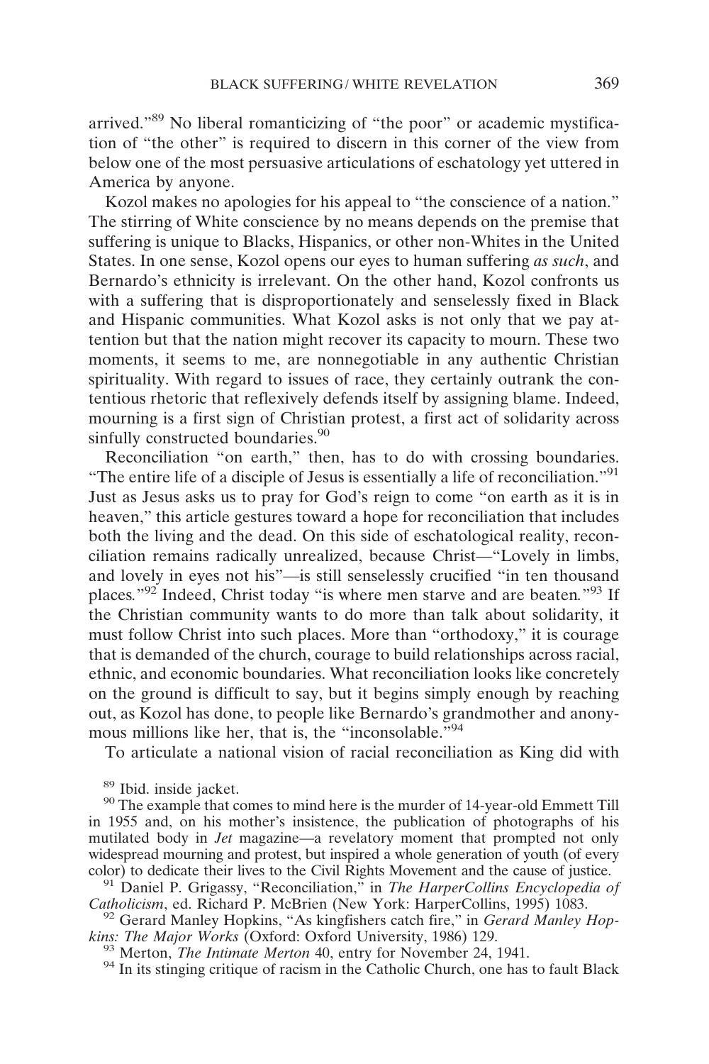arrived."[89] No liberal romanticizing of "the poor" or academic mystification of "the other" is required to discern in this corner of the view from below one of the most persuasive articulations of eschatology yet uttered in America by anyone.

Kozol makes no apologies for his appeal to "the conscience of a nation." The stirring of White conscience by no means depends on the premise that suffering is unique to Blacks, Hispanics, or other non-Whites in the United States. In one sense, Kozol opens our eyes to human suffering *as such*, and Bernardo's ethnicity is irrelevant. On the other hand, Kozol confronts us with a suffering that is disproportionately and senselessly fixed in Black and Hispanic communities. What Kozol asks is not only that we pay attention but that the nation might recover its capacity to mourn. These two moments, it seems to me, are nonnegotiable in any authentic Christian spirituality. With regard to issues of race, they certainly outrank the contentious rhetoric that reflexively defends itself by assigning blame. Indeed, mourning is a first sign of Christian protest, a first act of solidarity across sinfully constructed boundaries.[90]

Reconciliation "on earth," then, has to do with crossing boundaries. "The entire life of a disciple of Jesus is essentially a life of reconciliation."[91] Just as Jesus asks us to pray for God's reign to come "on earth as it is in heaven," this article gestures toward a hope for reconciliation that includes both the living and the dead. On this side of eschatological reality, reconciliation remains radically unrealized, because Christ—"Lovely in limbs, and lovely in eyes not his"—is still senselessly crucified "in ten thousand places."[92] Indeed, Christ today "is where men starve and are beaten."[93] If the Christian community wants to do more than talk about solidarity, it must follow Christ into such places. More than "orthodoxy," it is courage that is demanded of the church, courage to build relationships across racial, ethnic, and economic boundaries. What reconciliation looks like concretely on the ground is difficult to say, but it begins simply enough by reaching out, as Kozol has done, to people like Bernardo's grandmother and anonymous millions like her, that is, the "inconsolable."[94]

To articulate a national vision of racial reconciliation as King did with

[89] Ibid. inside jacket.

[90] The example that comes to mind here is the murder of 14-year-old Emmett Till in 1955 and, on his mother's insistence, the publication of photographs of his mutilated body in *Jet* magazine—a revelatory moment that prompted not only widespread mourning and protest, but inspired a whole generation of youth (of every color) to dedicate their lives to the Civil Rights Movement and the cause of justice.

[91] Daniel P. Grigassy, "Reconciliation," in *The HarperCollins Encyclopedia of Catholicism*, ed. Richard P. McBrien (New York: HarperCollins, 1995) 1083.

[92] Gerard Manley Hopkins, "As kingfishers catch fire," in *Gerard Manley Hopkins: The Major Works* (Oxford: Oxford University, 1986) 129.

[93] Merton, *The Intimate Merton* 40, entry for November 24, 1941.

[94] In its stinging critique of racism in the Catholic Church, one has to fault Black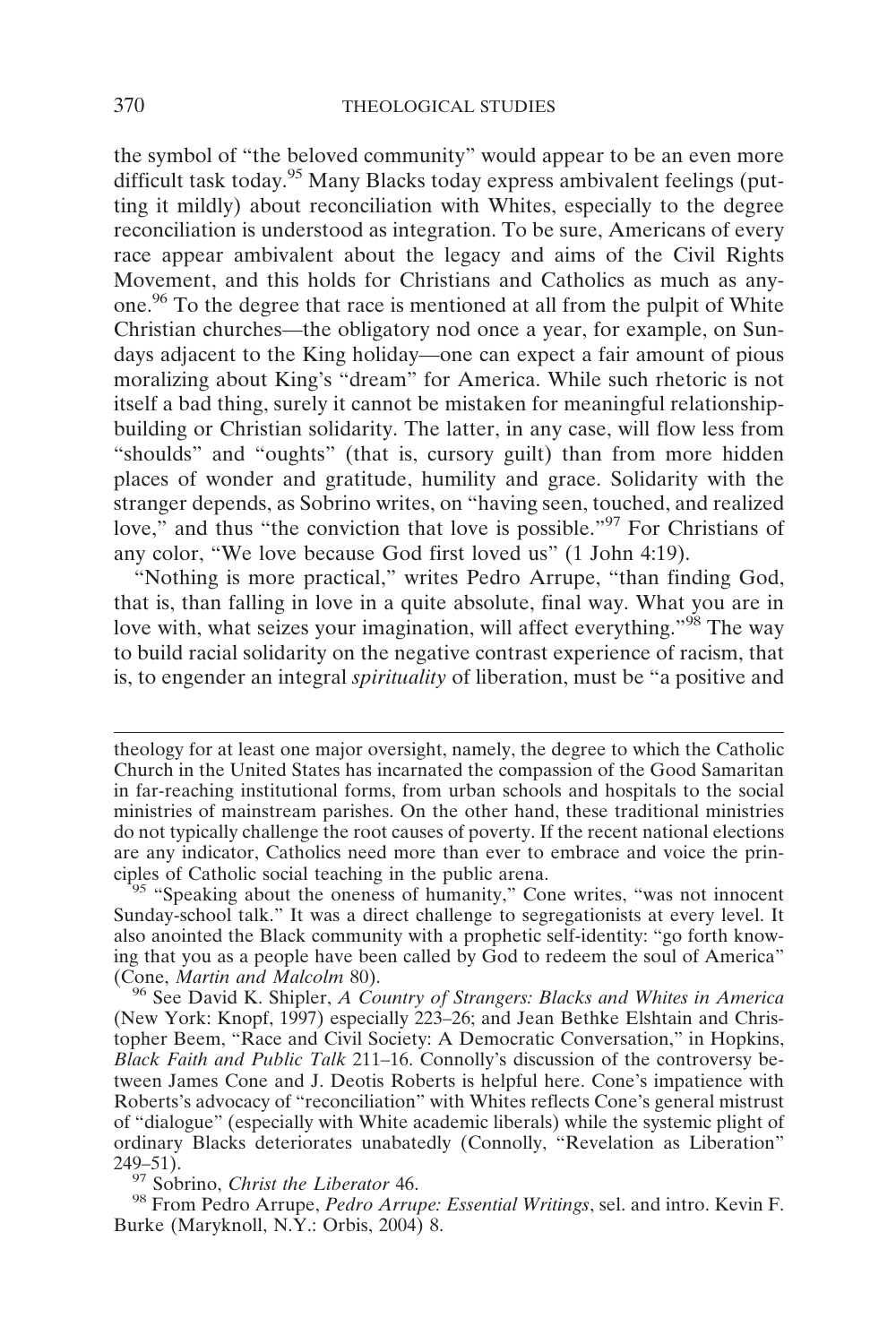the symbol of "the beloved community" would appear to be an even more difficult task today.[95] Many Blacks today express ambivalent feelings (putting it mildly) about reconciliation with Whites, especially to the degree reconciliation is understood as integration. To be sure, Americans of every race appear ambivalent about the legacy and aims of the Civil Rights Movement, and this holds for Christians and Catholics as much as anyone.[96] To the degree that race is mentioned at all from the pulpit of White Christian churches—the obligatory nod once a year, for example, on Sundays adjacent to the King holiday—one can expect a fair amount of pious moralizing about King's "dream" for America. While such rhetoric is not itself a bad thing, surely it cannot be mistaken for meaningful relationship-building or Christian solidarity. The latter, in any case, will flow less from "shoulds" and "oughts" (that is, cursory guilt) than from more hidden places of wonder and gratitude, humility and grace. Solidarity with the stranger depends, as Sobrino writes, on "having seen, touched, and realized love," and thus "the conviction that love is possible."[97] For Christians of any color, "We love because God first loved us" (1 John 4:19).

"Nothing is more practical," writes Pedro Arrupe, "than finding God, that is, than falling in love in a quite absolute, final way. What you are in love with, what seizes your imagination, will affect everything."[98] The way to build racial solidarity on the negative contrast experience of racism, that is, to engender an integral *spirituality* of liberation, must be "a positive and

---

theology for at least one major oversight, namely, the degree to which the Catholic Church in the United States has incarnated the compassion of the Good Samaritan in far-reaching institutional forms, from urban schools and hospitals to the social ministries of mainstream parishes. On the other hand, these traditional ministries do not typically challenge the root causes of poverty. If the recent national elections are any indicator, Catholics need more than ever to embrace and voice the principles of Catholic social teaching in the public arena.

[95] "Speaking about the oneness of humanity," Cone writes, "was not innocent Sunday-school talk." It was a direct challenge to segregationists at every level. It also anointed the Black community with a prophetic self-identity: "go forth knowing that you as a people have been called by God to redeem the soul of America" (Cone, *Martin and Malcolm* 80).

[96] See David K. Shipler, *A Country of Strangers: Blacks and Whites in America* (New York: Knopf, 1997) especially 223–26; and Jean Bethke Elshtain and Christopher Beem, "Race and Civil Society: A Democratic Conversation," in Hopkins, *Black Faith and Public Talk* 211–16. Connolly's discussion of the controversy between James Cone and J. Deotis Roberts is helpful here. Cone's impatience with Roberts's advocacy of "reconciliation" with Whites reflects Cone's general mistrust of "dialogue" (especially with White academic liberals) while the systemic plight of ordinary Blacks deteriorates unabatedly (Connolly, "Revelation as Liberation" 249–51).

[97] Sobrino, *Christ the Liberator* 46.

[98] From Pedro Arrupe, *Pedro Arrupe: Essential Writings*, sel. and intro. Kevin F. Burke (Maryknoll, N.Y.: Orbis, 2004) 8.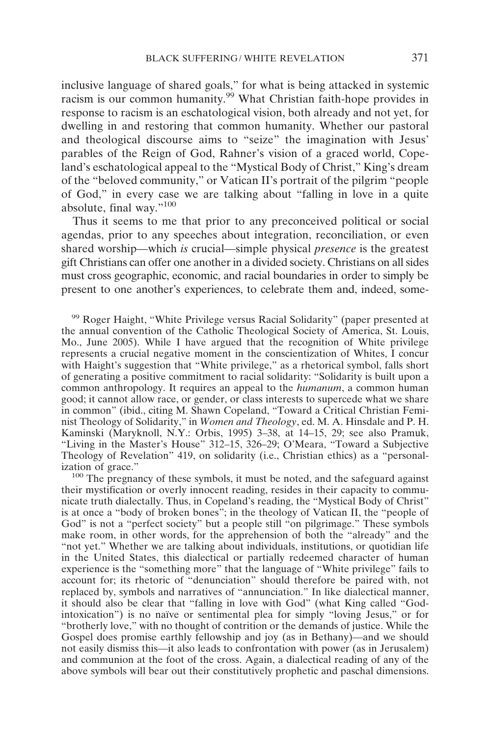inclusive language of shared goals," for what is being attacked in systemic racism is our common humanity.[99] What Christian faith-hope provides in response to racism is an eschatological vision, both already and not yet, for dwelling in and restoring that common humanity. Whether our pastoral and theological discourse aims to "seize" the imagination with Jesus' parables of the Reign of God, Rahner's vision of a graced world, Copeland's eschatological appeal to the "Mystical Body of Christ," King's dream of the "beloved community," or Vatican II's portrait of the pilgrim "people of God," in every case we are talking about "falling in love in a quite absolute, final way."[100]

Thus it seems to me that prior to any preconceived political or social agendas, prior to any speeches about integration, reconciliation, or even shared worship—which *is* crucial—simple physical *presence* is the greatest gift Christians can offer one another in a divided society. Christians on all sides must cross geographic, economic, and racial boundaries in order to simply be present to one another's experiences, to celebrate them and, indeed, some-

[99] Roger Haight, "White Privilege versus Racial Solidarity" (paper presented at the annual convention of the Catholic Theological Society of America, St. Louis, Mo., June 2005). While I have argued that the recognition of White privilege represents a crucial negative moment in the conscientization of Whites, I concur with Haight's suggestion that "White privilege," as a rhetorical symbol, falls short of generating a positive commitment to racial solidarity: "Solidarity is built upon a common anthropology. It requires an appeal to the *humanum*, a common human good; it cannot allow race, or gender, or class interests to supercede what we share in common" (ibid., citing M. Shawn Copeland, "Toward a Critical Christian Feminist Theology of Solidarity," in *Women and Theology*, ed. M. A. Hinsdale and P. H. Kaminski (Maryknoll, N.Y.: Orbis, 1995) 3–38, at 14–15, 29; see also Pramuk, "Living in the Master's House" 312–15, 326–29; O'Meara, "Toward a Subjective Theology of Revelation" 419, on solidarity (i.e., Christian ethics) as a "personalization of grace."

[100] The pregnancy of these symbols, it must be noted, and the safeguard against their mystification or overly innocent reading, resides in their capacity to communicate truth dialectally. Thus, in Copeland's reading, the "Mystical Body of Christ" is at once a "body of broken bones"; in the theology of Vatican II, the "people of God" is not a "perfect society" but a people still "on pilgrimage." These symbols make room, in other words, for the apprehension of both the "already" and the "not yet." Whether we are talking about individuals, institutions, or quotidian life in the United States, this dialectical or partially redeemed character of human experience is the "something more" that the language of "White privilege" fails to account for; its rhetoric of "denunciation" should therefore be paired with, not replaced by, symbols and narratives of "annunciation." In like dialectical manner, it should also be clear that "falling in love with God" (what King called "God-intoxication") is no naïve or sentimental plea for simply "loving Jesus," or for "brotherly love," with no thought of contrition or the demands of justice. While the Gospel does promise earthly fellowship and joy (as in Bethany)—and we should not easily dismiss this—it also leads to confrontation with power (as in Jerusalem) and communion at the foot of the cross. Again, a dialectical reading of any of the above symbols will bear out their constitutively prophetic and paschal dimensions.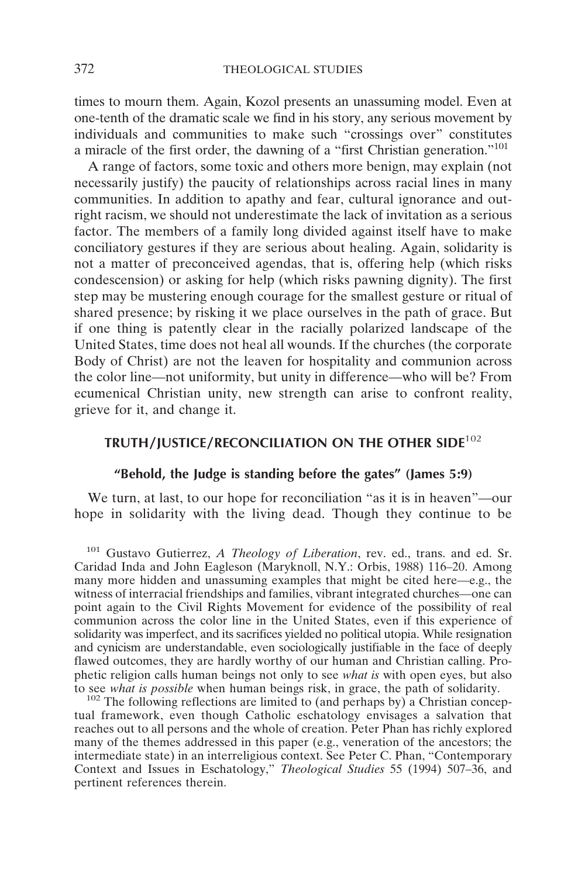times to mourn them. Again, Kozol presents an unassuming model. Even at one-tenth of the dramatic scale we find in his story, any serious movement by individuals and communities to make such "crossings over" constitutes a miracle of the first order, the dawning of a "first Christian generation."[101]

A range of factors, some toxic and others more benign, may explain (not necessarily justify) the paucity of relationships across racial lines in many communities. In addition to apathy and fear, cultural ignorance and outright racism, we should not underestimate the lack of invitation as a serious factor. The members of a family long divided against itself have to make conciliatory gestures if they are serious about healing. Again, solidarity is not a matter of preconceived agendas, that is, offering help (which risks condescension) or asking for help (which risks pawning dignity). The first step may be mustering enough courage for the smallest gesture or ritual of shared presence; by risking it we place ourselves in the path of grace. But if one thing is patently clear in the racially polarized landscape of the United States, time does not heal all wounds. If the churches (the corporate Body of Christ) are not the leaven for hospitality and communion across the color line—not uniformity, but unity in difference—who will be? From ecumenical Christian unity, new strength can arise to confront reality, grieve for it, and change it.

## TRUTH/JUSTICE/RECONCILIATION ON THE OTHER SIDE[102]

### "Behold, the Judge is standing before the gates" (James 5:9)

We turn, at last, to our hope for reconciliation "as it is in heaven"—our hope in solidarity with the living dead. Though they continue to be

[101] Gustavo Gutierrez, *A Theology of Liberation*, rev. ed., trans. and ed. Sr. Caridad Inda and John Eagleson (Maryknoll, N.Y.: Orbis, 1988) 116–20. Among many more hidden and unassuming examples that might be cited here—e.g., the witness of interracial friendships and families, vibrant integrated churches—one can point again to the Civil Rights Movement for evidence of the possibility of real communion across the color line in the United States, even if this experience of solidarity was imperfect, and its sacrifices yielded no political utopia. While resignation and cynicism are understandable, even sociologically justifiable in the face of deeply flawed outcomes, they are hardly worthy of our human and Christian calling. Prophetic religion calls human beings not only to see *what is* with open eyes, but also to see *what is possible* when human beings risk, in grace, the path of solidarity.

[102] The following reflections are limited to (and perhaps by) a Christian conceptual framework, even though Catholic eschatology envisages a salvation that reaches out to all persons and the whole of creation. Peter Phan has richly explored many of the themes addressed in this paper (e.g., veneration of the ancestors; the intermediate state) in an interreligious context. See Peter C. Phan, "Contemporary Context and Issues in Eschatology," *Theological Studies* 55 (1994) 507–36, and pertinent references therein.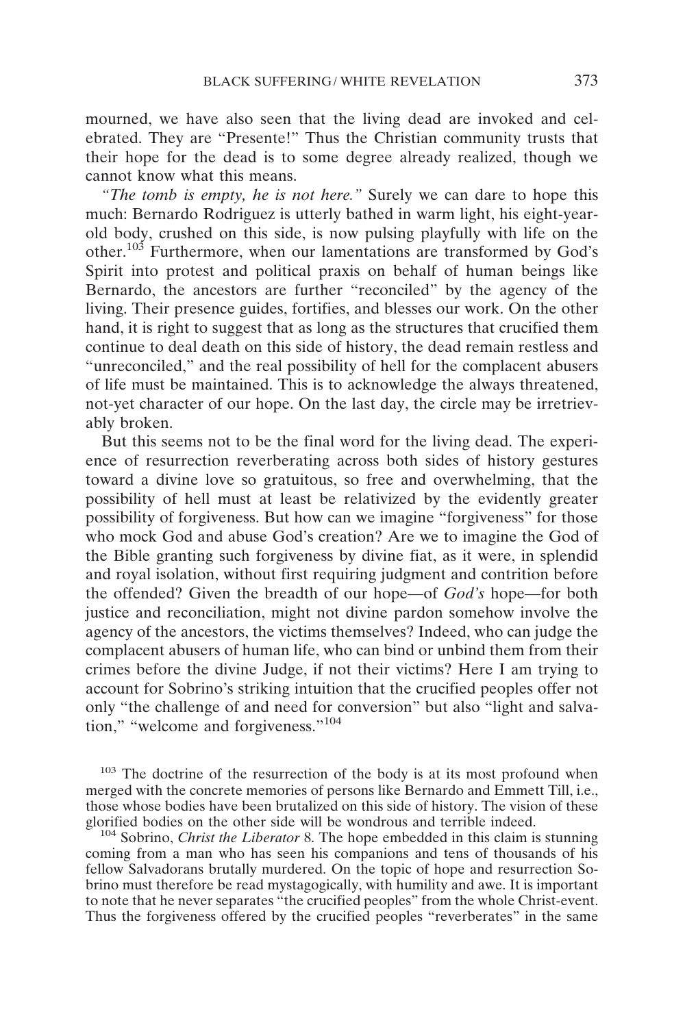mourned, we have also seen that the living dead are invoked and celebrated. They are "Presente!" Thus the Christian community trusts that their hope for the dead is to some degree already realized, though we cannot know what this means.

*"The tomb is empty, he is not here."* Surely we can dare to hope this much: Bernardo Rodriguez is utterly bathed in warm light, his eight-year-old body, crushed on this side, is now pulsing playfully with life on the other.[103] Furthermore, when our lamentations are transformed by God's Spirit into protest and political praxis on behalf of human beings like Bernardo, the ancestors are further "reconciled" by the agency of the living. Their presence guides, fortifies, and blesses our work. On the other hand, it is right to suggest that as long as the structures that crucified them continue to deal death on this side of history, the dead remain restless and "unreconciled," and the real possibility of hell for the complacent abusers of life must be maintained. This is to acknowledge the always threatened, not-yet character of our hope. On the last day, the circle may be irretrievably broken.

But this seems not to be the final word for the living dead. The experience of resurrection reverberating across both sides of history gestures toward a divine love so gratuitous, so free and overwhelming, that the possibility of hell must at least be relativized by the evidently greater possibility of forgiveness. But how can we imagine "forgiveness" for those who mock God and abuse God's creation? Are we to imagine the God of the Bible granting such forgiveness by divine fiat, as it were, in splendid and royal isolation, without first requiring judgment and contrition before the offended? Given the breadth of our hope—of *God's* hope—for both justice and reconciliation, might not divine pardon somehow involve the agency of the ancestors, the victims themselves? Indeed, who can judge the complacent abusers of human life, who can bind or unbind them from their crimes before the divine Judge, if not their victims? Here I am trying to account for Sobrino's striking intuition that the crucified peoples offer not only "the challenge of and need for conversion" but also "light and salvation," "welcome and forgiveness."[104]

[103] The doctrine of the resurrection of the body is at its most profound when merged with the concrete memories of persons like Bernardo and Emmett Till, i.e., those whose bodies have been brutalized on this side of history. The vision of these glorified bodies on the other side will be wondrous and terrible indeed.

[104] Sobrino, *Christ the Liberator* 8. The hope embedded in this claim is stunning coming from a man who has seen his companions and tens of thousands of his fellow Salvadorans brutally murdered. On the topic of hope and resurrection Sobrino must therefore be read mystagogically, with humility and awe. It is important to note that he never separates "the crucified peoples" from the whole Christ-event. Thus the forgiveness offered by the crucified peoples "reverberates" in the same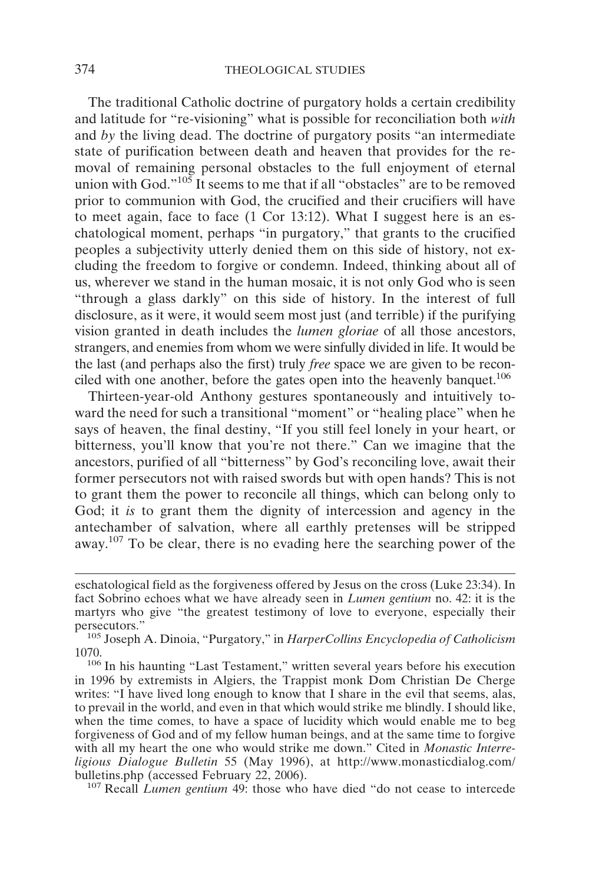The traditional Catholic doctrine of purgatory holds a certain credibility and latitude for "re-visioning" what is possible for reconciliation both *with* and *by* the living dead. The doctrine of purgatory posits "an intermediate state of purification between death and heaven that provides for the removal of remaining personal obstacles to the full enjoyment of eternal union with God."[105] It seems to me that if all "obstacles" are to be removed prior to communion with God, the crucified and their crucifiers will have to meet again, face to face (1 Cor 13:12). What I suggest here is an eschatological moment, perhaps "in purgatory," that grants to the crucified peoples a subjectivity utterly denied them on this side of history, not excluding the freedom to forgive or condemn. Indeed, thinking about all of us, wherever we stand in the human mosaic, it is not only God who is seen "through a glass darkly" on this side of history. In the interest of full disclosure, as it were, it would seem most just (and terrible) if the purifying vision granted in death includes the *lumen gloriae* of all those ancestors, strangers, and enemies from whom we were sinfully divided in life. It would be the last (and perhaps also the first) truly *free* space we are given to be reconciled with one another, before the gates open into the heavenly banquet.[106]

Thirteen-year-old Anthony gestures spontaneously and intuitively toward the need for such a transitional "moment" or "healing place" when he says of heaven, the final destiny, "If you still feel lonely in your heart, or bitterness, you'll know that you're not there." Can we imagine that the ancestors, purified of all "bitterness" by God's reconciling love, await their former persecutors not with raised swords but with open hands? This is not to grant them the power to reconcile all things, which can belong only to God; it *is* to grant them the dignity of intercession and agency in the antechamber of salvation, where all earthly pretenses will be stripped away.[107] To be clear, there is no evading here the searching power of the

---

eschatological field as the forgiveness offered by Jesus on the cross (Luke 23:34). In fact Sobrino echoes what we have already seen in *Lumen gentium* no. 42: it is the martyrs who give "the greatest testimony of love to everyone, especially their persecutors."

[105] Joseph A. Dinoia, "Purgatory," in *HarperCollins Encyclopedia of Catholicism* 1070.

[106] In his haunting "Last Testament," written several years before his execution in 1996 by extremists in Algiers, the Trappist monk Dom Christian De Cherge writes: "I have lived long enough to know that I share in the evil that seems, alas, to prevail in the world, and even in that which would strike me blindly. I should like, when the time comes, to have a space of lucidity which would enable me to beg forgiveness of God and of my fellow human beings, and at the same time to forgive with all my heart the one who would strike me down." Cited in *Monastic Interreligious Dialogue Bulletin* 55 (May 1996), at http://www.monasticdialog.com/bulletins.php (accessed February 22, 2006).

[107] Recall *Lumen gentium* 49: those who have died "do not cease to intercede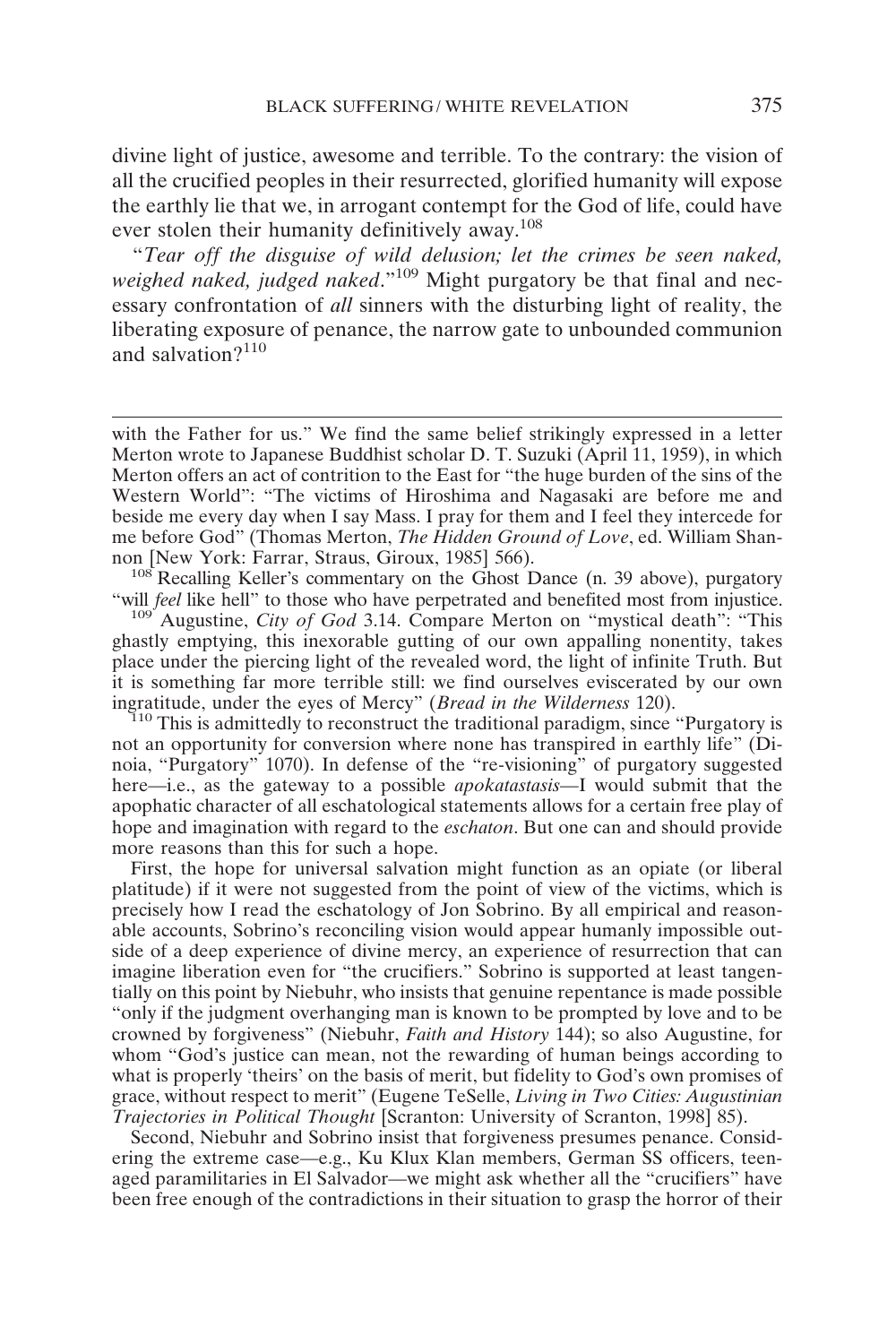divine light of justice, awesome and terrible. To the contrary: the vision of all the crucified peoples in their resurrected, glorified humanity will expose the earthly lie that we, in arrogant contempt for the God of life, could have ever stolen their humanity definitively away.[108]

"*Tear off the disguise of wild delusion; let the crimes be seen naked, weighed naked, judged naked*."[109] Might purgatory be that final and necessary confrontation of *all* sinners with the disturbing light of reality, the liberating exposure of penance, the narrow gate to unbounded communion and salvation?[110]

---

with the Father for us." We find the same belief strikingly expressed in a letter Merton wrote to Japanese Buddhist scholar D. T. Suzuki (April 11, 1959), in which Merton offers an act of contrition to the East for "the huge burden of the sins of the Western World": "The victims of Hiroshima and Nagasaki are before me and beside me every day when I say Mass. I pray for them and I feel they intercede for me before God" (Thomas Merton, *The Hidden Ground of Love*, ed. William Shannon [New York: Farrar, Straus, Giroux, 1985] 566).

[108] Recalling Keller's commentary on the Ghost Dance (n. 39 above), purgatory "will *feel* like hell" to those who have perpetrated and benefited most from injustice.

[109] Augustine, *City of God* 3.14. Compare Merton on "mystical death": "This ghastly emptying, this inexorable gutting of our own appalling nonentity, takes place under the piercing light of the revealed word, the light of infinite Truth. But it is something far more terrible still: we find ourselves eviscerated by our own ingratitude, under the eyes of Mercy" (*Bread in the Wilderness* 120).

[110] This is admittedly to reconstruct the traditional paradigm, since "Purgatory is not an opportunity for conversion where none has transpired in earthly life" (Dinoia, "Purgatory" 1070). In defense of the "re-visioning" of purgatory suggested here—i.e., as the gateway to a possible *apokatastasis*—I would submit that the apophatic character of all eschatological statements allows for a certain free play of hope and imagination with regard to the *eschaton*. But one can and should provide more reasons than this for such a hope.

First, the hope for universal salvation might function as an opiate (or liberal platitude) if it were not suggested from the point of view of the victims, which is precisely how I read the eschatology of Jon Sobrino. By all empirical and reasonable accounts, Sobrino's reconciling vision would appear humanly impossible outside of a deep experience of divine mercy, an experience of resurrection that can imagine liberation even for "the crucifiers." Sobrino is supported at least tangentially on this point by Niebuhr, who insists that genuine repentance is made possible "only if the judgment overhanging man is known to be prompted by love and to be crowned by forgiveness" (Niebuhr, *Faith and History* 144); so also Augustine, for whom "God's justice can mean, not the rewarding of human beings according to what is properly 'theirs' on the basis of merit, but fidelity to God's own promises of grace, without respect to merit" (Eugene TeSelle, *Living in Two Cities: Augustinian Trajectories in Political Thought* [Scranton: University of Scranton, 1998] 85).

Second, Niebuhr and Sobrino insist that forgiveness presumes penance. Considering the extreme case—e.g., Ku Klux Klan members, German SS officers, teenaged paramilitaries in El Salvador—we might ask whether all the "crucifiers" have been free enough of the contradictions in their situation to grasp the horror of their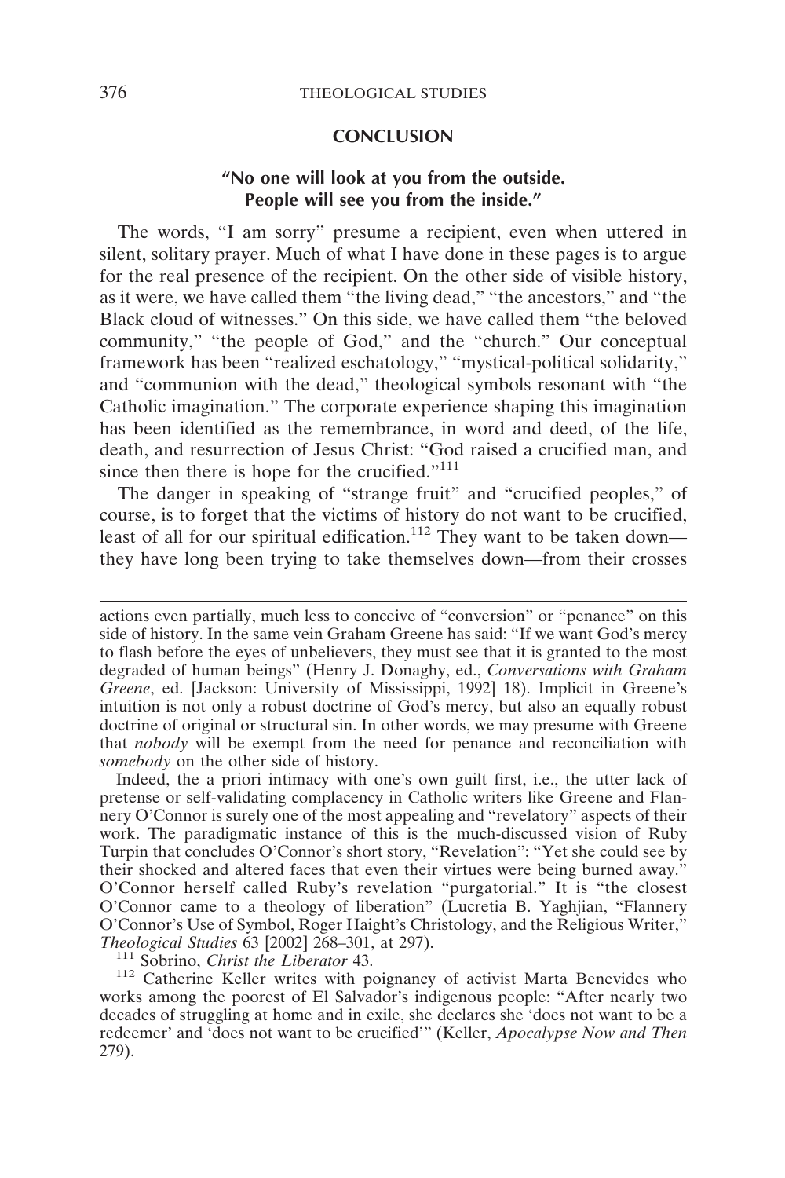## CONCLUSION

### "No one will look at you from the outside. People will see you from the inside."

The words, "I am sorry" presume a recipient, even when uttered in silent, solitary prayer. Much of what I have done in these pages is to argue for the real presence of the recipient. On the other side of visible history, as it were, we have called them "the living dead," "the ancestors," and "the Black cloud of witnesses." On this side, we have called them "the beloved community," "the people of God," and the "church." Our conceptual framework has been "realized eschatology," "mystical-political solidarity," and "communion with the dead," theological symbols resonant with "the Catholic imagination." The corporate experience shaping this imagination has been identified as the remembrance, in word and deed, of the life, death, and resurrection of Jesus Christ: "God raised a crucified man, and since then there is hope for the crucified."[111]

The danger in speaking of "strange fruit" and "crucified peoples," of course, is to forget that the victims of history do not want to be crucified, least of all for our spiritual edification.[112] They want to be taken down—they have long been trying to take themselves down—from their crosses

---

actions even partially, much less to conceive of "conversion" or "penance" on this side of history. In the same vein Graham Greene has said: "If we want God's mercy to flash before the eyes of unbelievers, they must see that it is granted to the most degraded of human beings" (Henry J. Donaghy, ed., *Conversations with Graham Greene*, ed. [Jackson: University of Mississippi, 1992] 18). Implicit in Greene's intuition is not only a robust doctrine of God's mercy, but also an equally robust doctrine of original or structural sin. In other words, we may presume with Greene that *nobody* will be exempt from the need for penance and reconciliation with *somebody* on the other side of history.

Indeed, the a priori intimacy with one's own guilt first, i.e., the utter lack of pretense or self-validating complacency in Catholic writers like Greene and Flannery O'Connor is surely one of the most appealing and "revelatory" aspects of their work. The paradigmatic instance of this is the much-discussed vision of Ruby Turpin that concludes O'Connor's short story, "Revelation": "Yet she could see by their shocked and altered faces that even their virtues were being burned away." O'Connor herself called Ruby's revelation "purgatorial." It is "the closest O'Connor came to a theology of liberation" (Lucretia B. Yaghjian, "Flannery O'Connor's Use of Symbol, Roger Haight's Christology, and the Religious Writer," *Theological Studies* 63 [2002] 268–301, at 297).

[111] Sobrino, *Christ the Liberator* 43.

[112] Catherine Keller writes with poignancy of activist Marta Benevides who works among the poorest of El Salvador's indigenous people: "After nearly two decades of struggling at home and in exile, she declares she 'does not want to be a redeemer' and 'does not want to be crucified'" (Keller, *Apocalypse Now and Then* 279).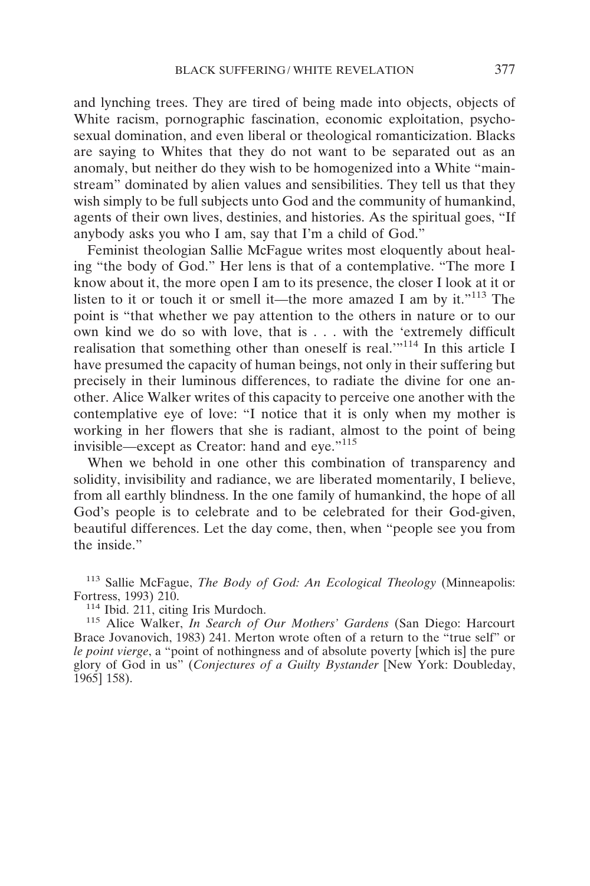and lynching trees. They are tired of being made into objects, objects of White racism, pornographic fascination, economic exploitation, psychosexual domination, and even liberal or theological romanticization. Blacks are saying to Whites that they do not want to be separated out as an anomaly, but neither do they wish to be homogenized into a White "mainstream" dominated by alien values and sensibilities. They tell us that they wish simply to be full subjects unto God and the community of humankind, agents of their own lives, destinies, and histories. As the spiritual goes, "If anybody asks you who I am, say that I'm a child of God."

Feminist theologian Sallie McFague writes most eloquently about healing "the body of God." Her lens is that of a contemplative. "The more I know about it, the more open I am to its presence, the closer I look at it or listen to it or touch it or smell it—the more amazed I am by it."[113] The point is "that whether we pay attention to the others in nature or to our own kind we do so with love, that is . . . with the 'extremely difficult realisation that something other than oneself is real.'"[114] In this article I have presumed the capacity of human beings, not only in their suffering but precisely in their luminous differences, to radiate the divine for one another. Alice Walker writes of this capacity to perceive one another with the contemplative eye of love: "I notice that it is only when my mother is working in her flowers that she is radiant, almost to the point of being invisible—except as Creator: hand and eye."[115]

When we behold in one other this combination of transparency and solidity, invisibility and radiance, we are liberated momentarily, I believe, from all earthly blindness. In the one family of humankind, the hope of all God's people is to celebrate and to be celebrated for their God-given, beautiful differences. Let the day come, then, when "people see you from the inside."

[113] Sallie McFague, *The Body of God: An Ecological Theology* (Minneapolis: Fortress, 1993) 210.

[114] Ibid. 211, citing Iris Murdoch.

[115] Alice Walker, *In Search of Our Mothers' Gardens* (San Diego: Harcourt Brace Jovanovich, 1983) 241. Merton wrote often of a return to the "true self" or *le point vierge*, a "point of nothingness and of absolute poverty [which is] the pure glory of God in us" (*Conjectures of a Guilty Bystander* [New York: Doubleday, 1965] 158).